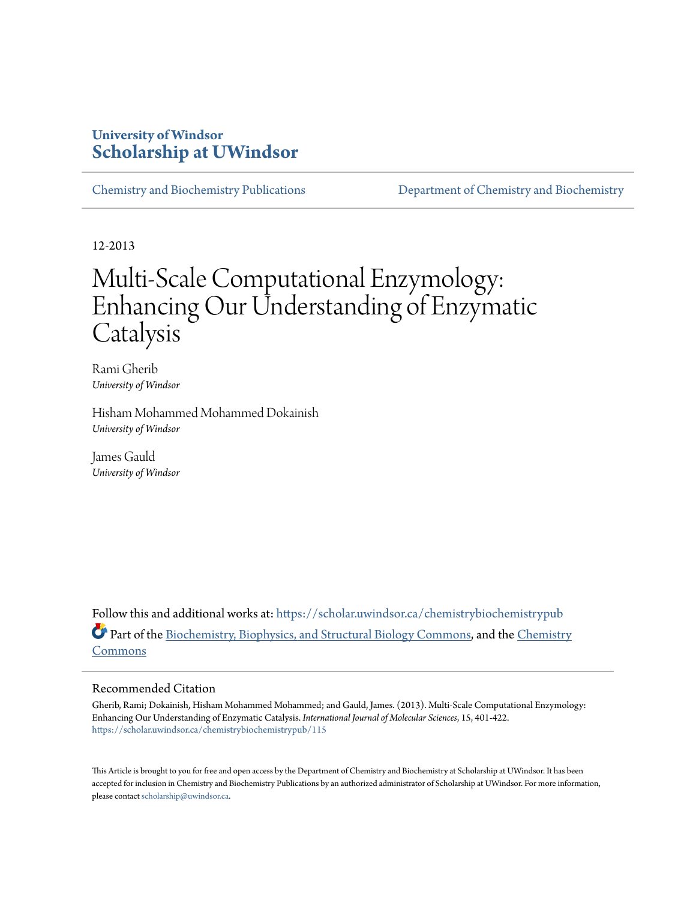University of Windsor

# Scholarship at UWindsor

Chemistry and Biochemistry Publications | Department of Chemistry and Biochemistry

12-2013

# Multi-Scale Computational Enzymology: Enhancing Our Understanding of Enzymatic Catalysis

Rami Gherib
*University of Windsor*

Hisham Mohammed Mohammed Dokainish
*University of Windsor*

James Gauld
*University of Windsor*

Follow this and additional works at: https://scholar.uwindsor.ca/chemistrybiochemistrypub

Part of the Biochemistry, Biophysics, and Structural Biology Commons, and the Chemistry Commons

## Recommended Citation

Gherib, Rami; Dokainish, Hisham Mohammed Mohammed; and Gauld, James. (2013). Multi-Scale Computational Enzymology: Enhancing Our Understanding of Enzymatic Catalysis. *International Journal of Molecular Sciences*, 15, 401-422.
https://scholar.uwindsor.ca/chemistrybiochemistrypub/115

This Article is brought to you for free and open access by the Department of Chemistry and Biochemistry at Scholarship at UWindsor. It has been accepted for inclusion in Chemistry and Biochemistry Publications by an authorized administrator of Scholarship at UWindsor. For more information, please contact scholarship@uwindsor.ca.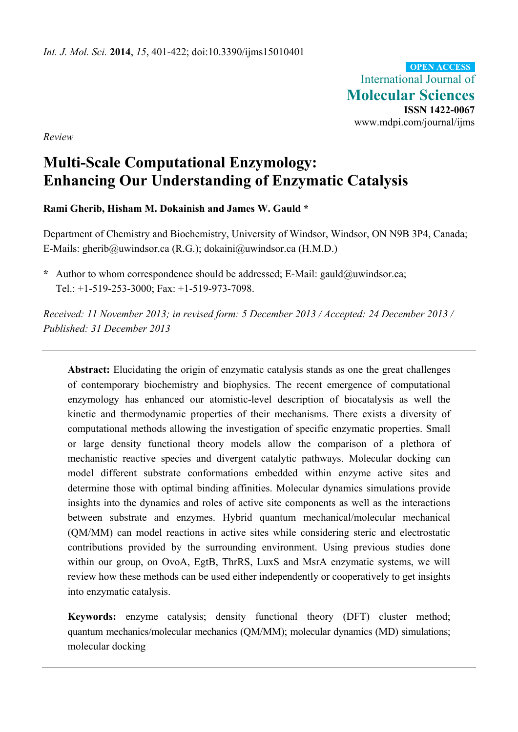Int. J. Mol. Sci. **2014**, *15*, 401-422; doi:10.3390/ijms15010401

OPEN ACCESS
International Journal of
**Molecular Sciences**
**ISSN 1422-0067**
www.mdpi.com/journal/ijms

*Review*

# Multi-Scale Computational Enzymology: Enhancing Our Understanding of Enzymatic Catalysis

**Rami Gherib, Hisham M. Dokainish and James W. Gauld \***

Department of Chemistry and Biochemistry, University of Windsor, Windsor, ON N9B 3P4, Canada; E-Mails: gherib@uwindsor.ca (R.G.); dokaini@uwindsor.ca (H.M.D.)

**\*** Author to whom correspondence should be addressed; E-Mail: gauld@uwindsor.ca; Tel.: +1-519-253-3000; Fax: +1-519-973-7098.

*Received: 11 November 2013; in revised form: 5 December 2013 / Accepted: 24 December 2013 / Published: 31 December 2013*

---

**Abstract:** Elucidating the origin of enzymatic catalysis stands as one the great challenges of contemporary biochemistry and biophysics. The recent emergence of computational enzymology has enhanced our atomistic-level description of biocatalysis as well the kinetic and thermodynamic properties of their mechanisms. There exists a diversity of computational methods allowing the investigation of specific enzymatic properties. Small or large density functional theory models allow the comparison of a plethora of mechanistic reactive species and divergent catalytic pathways. Molecular docking can model different substrate conformations embedded within enzyme active sites and determine those with optimal binding affinities. Molecular dynamics simulations provide insights into the dynamics and roles of active site components as well as the interactions between substrate and enzymes. Hybrid quantum mechanical/molecular mechanical (QM/MM) can model reactions in active sites while considering steric and electrostatic contributions provided by the surrounding environment. Using previous studies done within our group, on OvoA, EgtB, ThrRS, LuxS and MsrA enzymatic systems, we will review how these methods can be used either independently or cooperatively to get insights into enzymatic catalysis.

**Keywords:** enzyme catalysis; density functional theory (DFT) cluster method; quantum mechanics/molecular mechanics (QM/MM); molecular dynamics (MD) simulations; molecular docking

---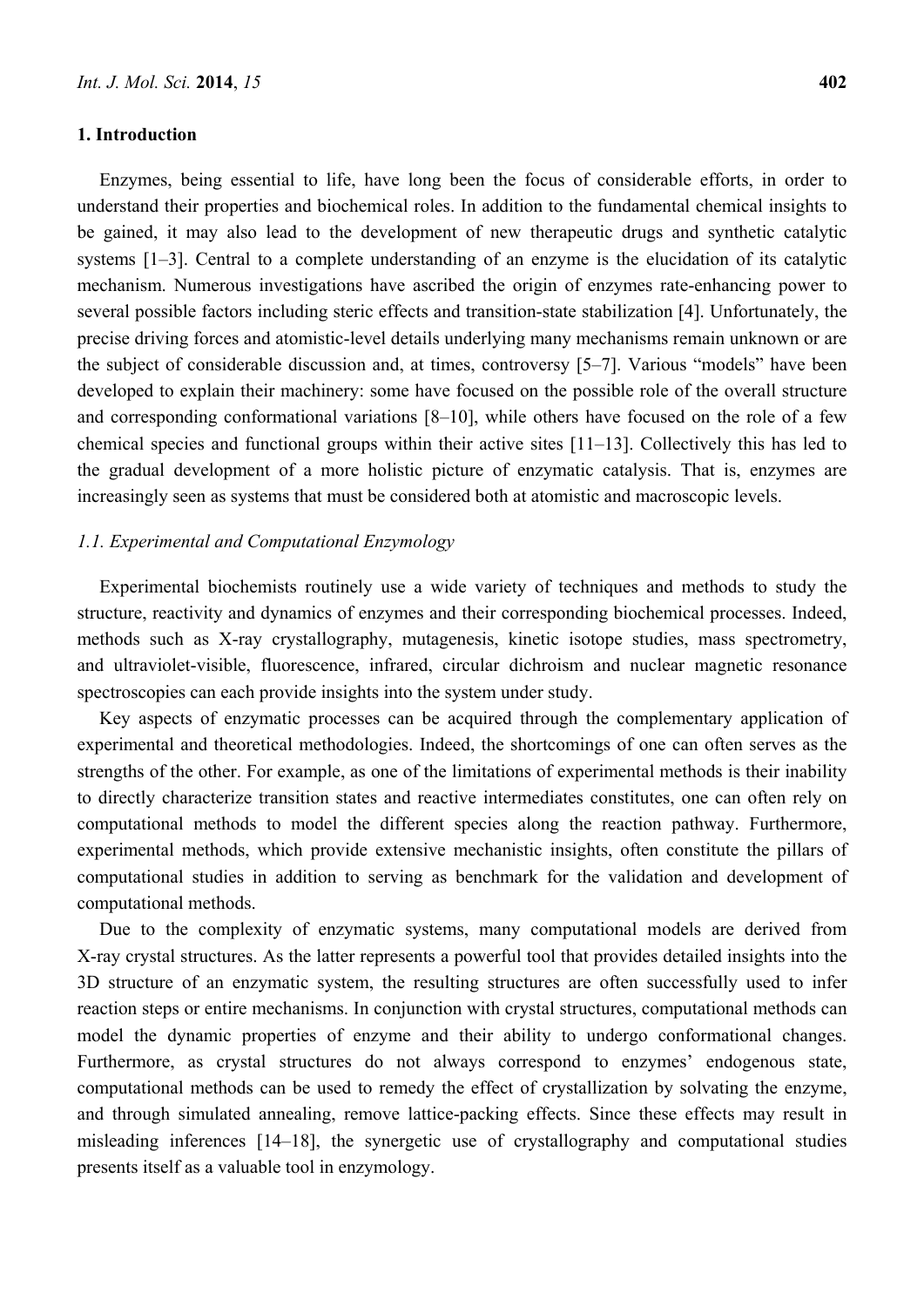## 1. Introduction

Enzymes, being essential to life, have long been the focus of considerable efforts, in order to understand their properties and biochemical roles. In addition to the fundamental chemical insights to be gained, it may also lead to the development of new therapeutic drugs and synthetic catalytic systems [1–3]. Central to a complete understanding of an enzyme is the elucidation of its catalytic mechanism. Numerous investigations have ascribed the origin of enzymes rate-enhancing power to several possible factors including steric effects and transition-state stabilization [4]. Unfortunately, the precise driving forces and atomistic-level details underlying many mechanisms remain unknown or are the subject of considerable discussion and, at times, controversy [5–7]. Various "models" have been developed to explain their machinery: some have focused on the possible role of the overall structure and corresponding conformational variations [8–10], while others have focused on the role of a few chemical species and functional groups within their active sites [11–13]. Collectively this has led to the gradual development of a more holistic picture of enzymatic catalysis. That is, enzymes are increasingly seen as systems that must be considered both at atomistic and macroscopic levels.

### *1.1. Experimental and Computational Enzymology*

Experimental biochemists routinely use a wide variety of techniques and methods to study the structure, reactivity and dynamics of enzymes and their corresponding biochemical processes. Indeed, methods such as X-ray crystallography, mutagenesis, kinetic isotope studies, mass spectrometry, and ultraviolet-visible, fluorescence, infrared, circular dichroism and nuclear magnetic resonance spectroscopies can each provide insights into the system under study.

Key aspects of enzymatic processes can be acquired through the complementary application of experimental and theoretical methodologies. Indeed, the shortcomings of one can often serves as the strengths of the other. For example, as one of the limitations of experimental methods is their inability to directly characterize transition states and reactive intermediates constitutes, one can often rely on computational methods to model the different species along the reaction pathway. Furthermore, experimental methods, which provide extensive mechanistic insights, often constitute the pillars of computational studies in addition to serving as benchmark for the validation and development of computational methods.

Due to the complexity of enzymatic systems, many computational models are derived from X-ray crystal structures. As the latter represents a powerful tool that provides detailed insights into the 3D structure of an enzymatic system, the resulting structures are often successfully used to infer reaction steps or entire mechanisms. In conjunction with crystal structures, computational methods can model the dynamic properties of enzyme and their ability to undergo conformational changes. Furthermore, as crystal structures do not always correspond to enzymes' endogenous state, computational methods can be used to remedy the effect of crystallization by solvating the enzyme, and through simulated annealing, remove lattice-packing effects. Since these effects may result in misleading inferences [14–18], the synergetic use of crystallography and computational studies presents itself as a valuable tool in enzymology.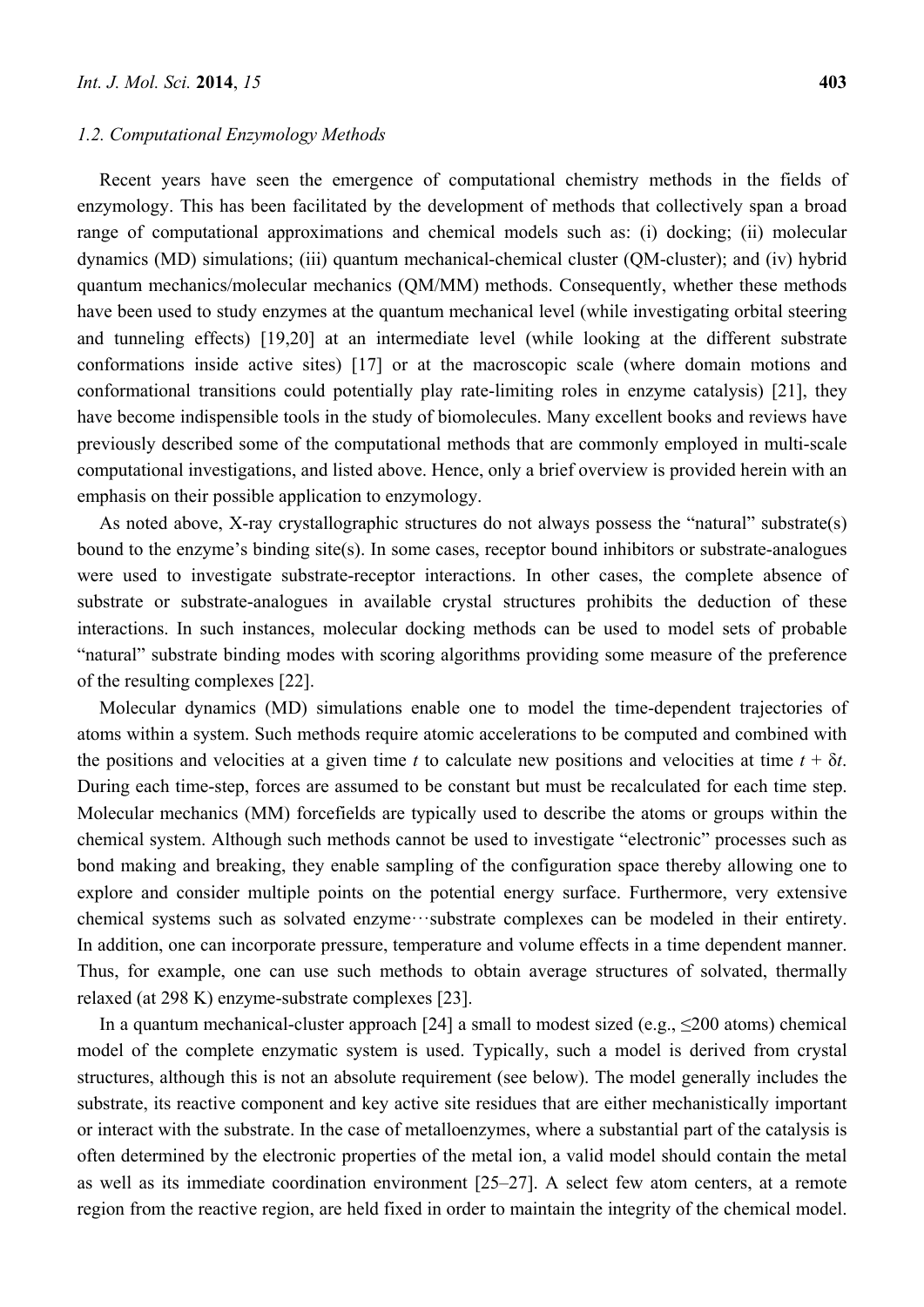### 1.2. Computational Enzymology Methods

Recent years have seen the emergence of computational chemistry methods in the fields of enzymology. This has been facilitated by the development of methods that collectively span a broad range of computational approximations and chemical models such as: (i) docking; (ii) molecular dynamics (MD) simulations; (iii) quantum mechanical-chemical cluster (QM-cluster); and (iv) hybrid quantum mechanics/molecular mechanics (QM/MM) methods. Consequently, whether these methods have been used to study enzymes at the quantum mechanical level (while investigating orbital steering and tunneling effects) [19,20] at an intermediate level (while looking at the different substrate conformations inside active sites) [17] or at the macroscopic scale (where domain motions and conformational transitions could potentially play rate-limiting roles in enzyme catalysis) [21], they have become indispensible tools in the study of biomolecules. Many excellent books and reviews have previously described some of the computational methods that are commonly employed in multi-scale computational investigations, and listed above. Hence, only a brief overview is provided herein with an emphasis on their possible application to enzymology.

As noted above, X-ray crystallographic structures do not always possess the "natural" substrate(s) bound to the enzyme's binding site(s). In some cases, receptor bound inhibitors or substrate-analogues were used to investigate substrate-receptor interactions. In other cases, the complete absence of substrate or substrate-analogues in available crystal structures prohibits the deduction of these interactions. In such instances, molecular docking methods can be used to model sets of probable "natural" substrate binding modes with scoring algorithms providing some measure of the preference of the resulting complexes [22].

Molecular dynamics (MD) simulations enable one to model the time-dependent trajectories of atoms within a system. Such methods require atomic accelerations to be computed and combined with the positions and velocities at a given time $t$ to calculate new positions and velocities at time $t + \delta t$. During each time-step, forces are assumed to be constant but must be recalculated for each time step. Molecular mechanics (MM) forcefields are typically used to describe the atoms or groups within the chemical system. Although such methods cannot be used to investigate "electronic" processes such as bond making and breaking, they enable sampling of the configuration space thereby allowing one to explore and consider multiple points on the potential energy surface. Furthermore, very extensive chemical systems such as solvated enzyme···substrate complexes can be modeled in their entirety. In addition, one can incorporate pressure, temperature and volume effects in a time dependent manner. Thus, for example, one can use such methods to obtain average structures of solvated, thermally relaxed (at 298 K) enzyme-substrate complexes [23].

In a quantum mechanical-cluster approach [24] a small to modest sized (e.g., ≤200 atoms) chemical model of the complete enzymatic system is used. Typically, such a model is derived from crystal structures, although this is not an absolute requirement (see below). The model generally includes the substrate, its reactive component and key active site residues that are either mechanistically important or interact with the substrate. In the case of metalloenzymes, where a substantial part of the catalysis is often determined by the electronic properties of the metal ion, a valid model should contain the metal as well as its immediate coordination environment [25–27]. A select few atom centers, at a remote region from the reactive region, are held fixed in order to maintain the integrity of the chemical model.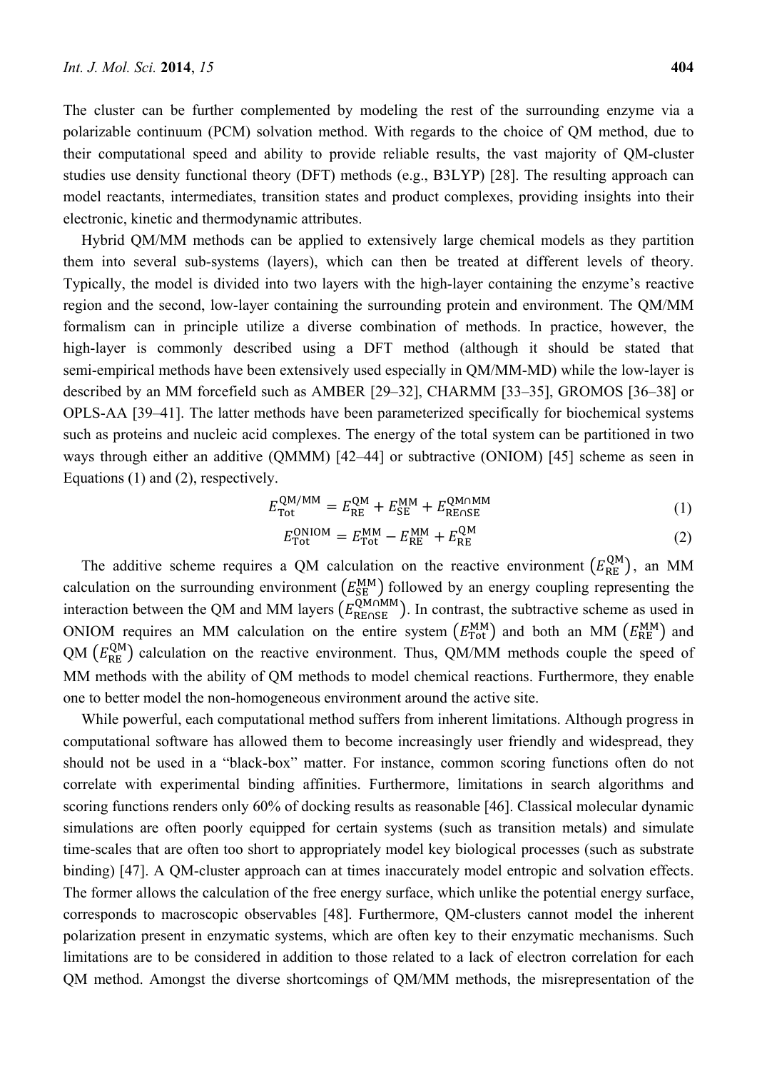The cluster can be further complemented by modeling the rest of the surrounding enzyme via a polarizable continuum (PCM) solvation method. With regards to the choice of QM method, due to their computational speed and ability to provide reliable results, the vast majority of QM-cluster studies use density functional theory (DFT) methods (e.g., B3LYP) [28]. The resulting approach can model reactants, intermediates, transition states and product complexes, providing insights into their electronic, kinetic and thermodynamic attributes.

Hybrid QM/MM methods can be applied to extensively large chemical models as they partition them into several sub-systems (layers), which can then be treated at different levels of theory. Typically, the model is divided into two layers with the high-layer containing the enzyme's reactive region and the second, low-layer containing the surrounding protein and environment. The QM/MM formalism can in principle utilize a diverse combination of methods. In practice, however, the high-layer is commonly described using a DFT method (although it should be stated that semi-empirical methods have been extensively used especially in QM/MM-MD) while the low-layer is described by an MM forcefield such as AMBER [29–32], CHARMM [33–35], GROMOS [36–38] or OPLS-AA [39–41]. The latter methods have been parameterized specifically for biochemical systems such as proteins and nucleic acid complexes. The energy of the total system can be partitioned in two ways through either an additive (QMMM) [42–44] or subtractive (ONIOM) [45] scheme as seen in Equations (1) and (2), respectively.

$$E_{\text{Tot}}^{\text{QM/MM}} = E_{\text{RE}}^{\text{QM}} + E_{\text{SE}}^{\text{MM}} + E_{\text{RE}\cap\text{SE}}^{\text{QM}\cap\text{MM}} \tag{1}$$

$$E_{\text{Tot}}^{\text{ONIOM}} = E_{\text{Tot}}^{\text{MM}} - E_{\text{RE}}^{\text{MM}} + E_{\text{RE}}^{\text{QM}} \tag{2}$$

The additive scheme requires a QM calculation on the reactive environment $\left(E_{\text{RE}}^{\text{QM}}\right)$, an MM calculation on the surrounding environment $\left(E_{\text{SE}}^{\text{MM}}\right)$ followed by an energy coupling representing the interaction between the QM and MM layers $\left(E_{\text{RE}\cap\text{SE}}^{\text{QM}\cap\text{MM}}\right)$. In contrast, the subtractive scheme as used in ONIOM requires an MM calculation on the entire system $\left(E_{\text{Tot}}^{\text{MM}}\right)$ and both an MM $\left(E_{\text{RE}}^{\text{MM}}\right)$ and QM $\left(E_{\text{RE}}^{\text{QM}}\right)$ calculation on the reactive environment. Thus, QM/MM methods couple the speed of MM methods with the ability of QM methods to model chemical reactions. Furthermore, they enable one to better model the non-homogeneous environment around the active site.

While powerful, each computational method suffers from inherent limitations. Although progress in computational software has allowed them to become increasingly user friendly and widespread, they should not be used in a "black-box" matter. For instance, common scoring functions often do not correlate with experimental binding affinities. Furthermore, limitations in search algorithms and scoring functions renders only 60% of docking results as reasonable [46]. Classical molecular dynamic simulations are often poorly equipped for certain systems (such as transition metals) and simulate time-scales that are often too short to appropriately model key biological processes (such as substrate binding) [47]. A QM-cluster approach can at times inaccurately model entropic and solvation effects. The former allows the calculation of the free energy surface, which unlike the potential energy surface, corresponds to macroscopic observables [48]. Furthermore, QM-clusters cannot model the inherent polarization present in enzymatic systems, which are often key to their enzymatic mechanisms. Such limitations are to be considered in addition to those related to a lack of electron correlation for each QM method. Amongst the diverse shortcomings of QM/MM methods, the misrepresentation of the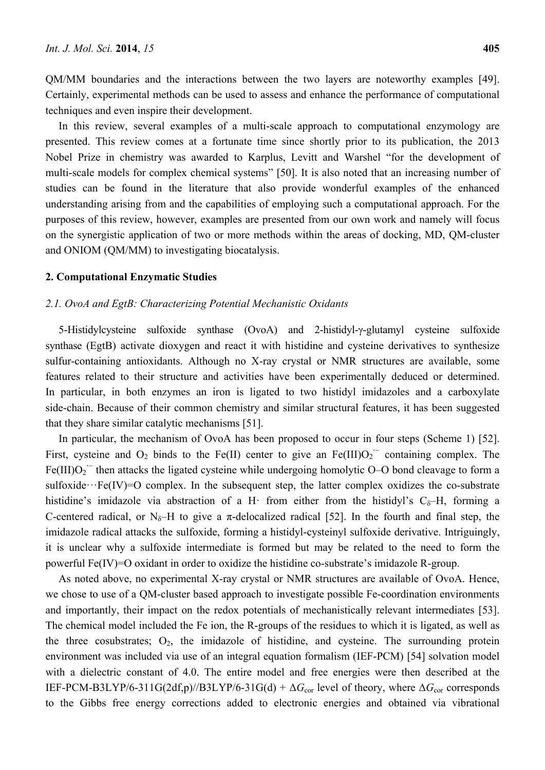QM/MM boundaries and the interactions between the two layers are noteworthy examples [49]. Certainly, experimental methods can be used to assess and enhance the performance of computational techniques and even inspire their development.

In this review, several examples of a multi-scale approach to computational enzymology are presented. This review comes at a fortunate time since shortly prior to its publication, the 2013 Nobel Prize in chemistry was awarded to Karplus, Levitt and Warshel "for the development of multi-scale models for complex chemical systems" [50]. It is also noted that an increasing number of studies can be found in the literature that also provide wonderful examples of the enhanced understanding arising from and the capabilities of employing such a computational approach. For the purposes of this review, however, examples are presented from our own work and namely will focus on the synergistic application of two or more methods within the areas of docking, MD, QM-cluster and ONIOM (QM/MM) to investigating biocatalysis.

## 2. Computational Enzymatic Studies

### *2.1. OvoA and EgtB: Characterizing Potential Mechanistic Oxidants*

5-Histidylcysteine sulfoxide synthase (OvoA) and 2-histidyl-γ-glutamyl cysteine sulfoxide synthase (EgtB) activate dioxygen and react it with histidine and cysteine derivatives to synthesize sulfur-containing antioxidants. Although no X-ray crystal or NMR structures are available, some features related to their structure and activities have been experimentally deduced or determined. In particular, in both enzymes an iron is ligated to two histidyl imidazoles and a carboxylate side-chain. Because of their common chemistry and similar structural features, it has been suggested that they share similar catalytic mechanisms [51].

In particular, the mechanism of OvoA has been proposed to occur in four steps (Scheme 1) [52]. First, cysteine and $O_2$ binds to the Fe(II) center to give an Fe(III)$O_2^{\cdot-}$ containing complex. The Fe(III)$O_2^{\cdot-}$ then attacks the ligated cysteine while undergoing homolytic O–O bond cleavage to form a sulfoxide···Fe(IV)=O complex. In the subsequent step, the latter complex oxidizes the co-substrate histidine's imidazole via abstraction of a H· from either from the histidyl's $C_\delta$–H, forming a C-centered radical, or $N_\delta$–H to give a π-delocalized radical [52]. In the fourth and final step, the imidazole radical attacks the sulfoxide, forming a histidyl-cysteinyl sulfoxide derivative. Intriguingly, it is unclear why a sulfoxide intermediate is formed but may be related to the need to form the powerful Fe(IV)=O oxidant in order to oxidize the histidine co-substrate's imidazole R-group.

As noted above, no experimental X-ray crystal or NMR structures are available of OvoA. Hence, we chose to use of a QM-cluster based approach to investigate possible Fe-coordination environments and importantly, their impact on the redox potentials of mechanistically relevant intermediates [53]. The chemical model included the Fe ion, the R-groups of the residues to which it is ligated, as well as the three cosubstrates; $O_2$, the imidazole of histidine, and cysteine. The surrounding protein environment was included via use of an integral equation formalism (IEF-PCM) [54] solvation model with a dielectric constant of 4.0. The entire model and free energies were then described at the IEF-PCM-B3LYP/6-311G(2df,p)//B3LYP/6-31G(d) + $\Delta G_{cor}$ level of theory, where $\Delta G_{cor}$ corresponds to the Gibbs free energy corrections added to electronic energies and obtained via vibrational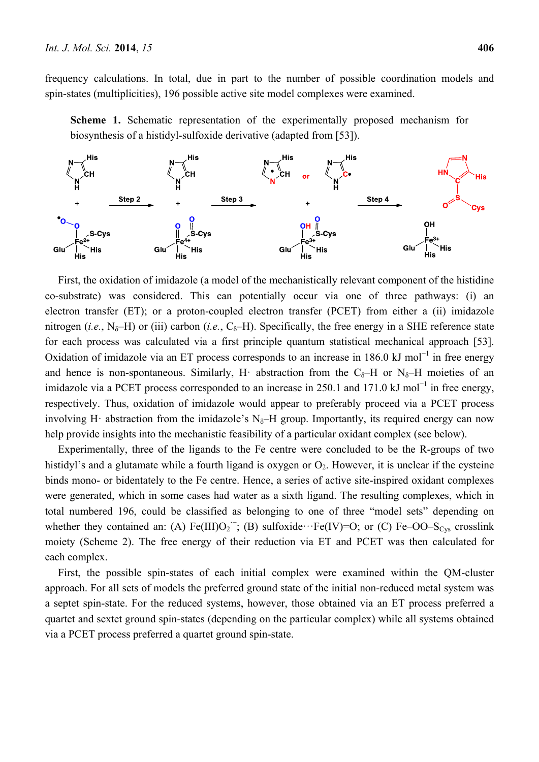frequency calculations. In total, due in part to the number of possible coordination models and spin-states (multiplicities), 196 possible active site model complexes were examined.

**Scheme 1.** Schematic representation of the experimentally proposed mechanism for biosynthesis of a histidyl-sulfoxide derivative (adapted from [53]).

First, the oxidation of imidazole (a model of the mechanistically relevant component of the histidine co-substrate) was considered. This can potentially occur via one of three pathways: (i) an electron transfer (ET); or a proton-coupled electron transfer (PCET) from either a (ii) imidazole nitrogen (*i.e.*, $N_\delta$–H) or (iii) carbon (*i.e.*, $C_\delta$–H). Specifically, the free energy in a SHE reference state for each process was calculated via a first principle quantum statistical mechanical approach [53]. Oxidation of imidazole via an ET process corresponds to an increase in 186.0 kJ $mol^{-1}$ in free energy and hence is non-spontaneous. Similarly, H· abstraction from the $C_\delta$–H or $N_\delta$–H moieties of an imidazole via a PCET process corresponded to an increase in 250.1 and 171.0 kJ $mol^{-1}$ in free energy, respectively. Thus, oxidation of imidazole would appear to preferably proceed via a PCET process involving H· abstraction from the imidazole's $N_\delta$–H group. Importantly, its required energy can now help provide insights into the mechanistic feasibility of a particular oxidant complex (see below).

Experimentally, three of the ligands to the Fe centre were concluded to be the R-groups of two histidyl's and a glutamate while a fourth ligand is oxygen or $O_2$. However, it is unclear if the cysteine binds mono- or bidentately to the Fe centre. Hence, a series of active site-inspired oxidant complexes were generated, which in some cases had water as a sixth ligand. The resulting complexes, which in total numbered 196, could be classified as belonging to one of three "model sets" depending on whether they contained an: (A) Fe(III)$O_2^{\cdot-}$; (B) sulfoxide···Fe(IV)=O; or (C) Fe–OO–$S_{Cys}$ crosslink moiety (Scheme 2). The free energy of their reduction via ET and PCET was then calculated for each complex.

First, the possible spin-states of each initial complex were examined within the QM-cluster approach. For all sets of models the preferred ground state of the initial non-reduced metal system was a septet spin-state. For the reduced systems, however, those obtained via an ET process preferred a quartet and sextet ground spin-states (depending on the particular complex) while all systems obtained via a PCET process preferred a quartet ground spin-state.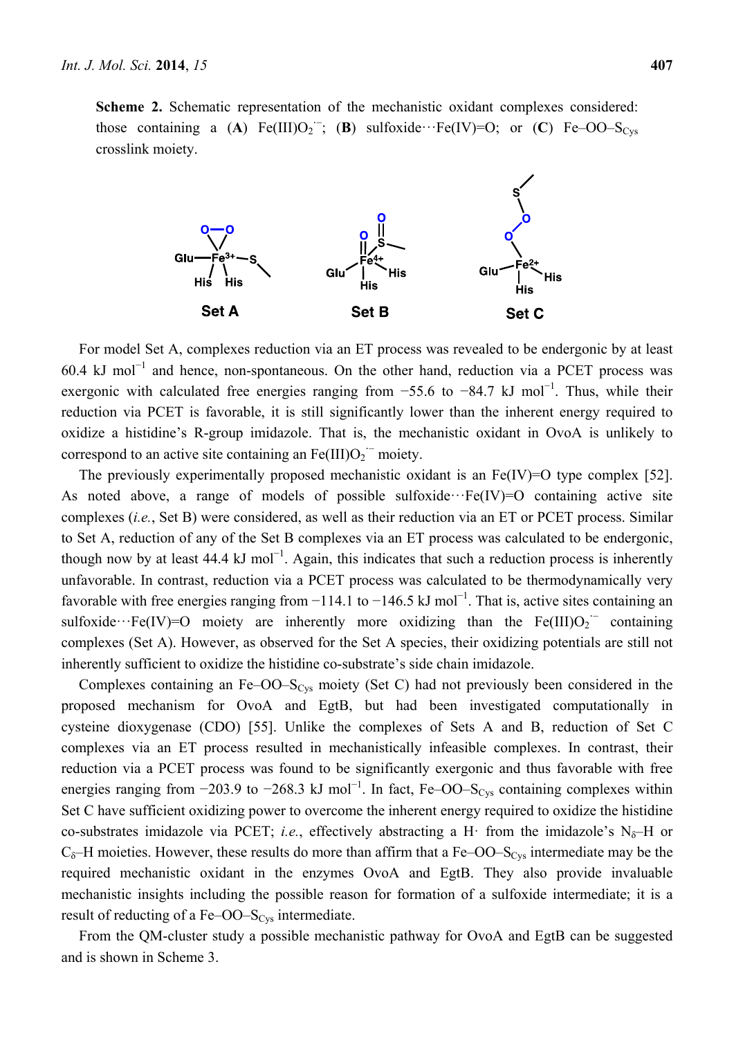**Scheme 2.** Schematic representation of the mechanistic oxidant complexes considered: those containing a (**A**) $Fe(III)O_2^{\cdot-}$; (**B**) sulfoxide···Fe(IV)=O; or (**C**) Fe–OO–$S_{Cys}$ crosslink moiety.

For model Set A, complexes reduction via an ET process was revealed to be endergonic by at least 60.4 kJ $mol^{-1}$ and hence, non-spontaneous. On the other hand, reduction via a PCET process was exergonic with calculated free energies ranging from −55.6 to −84.7 kJ $mol^{-1}$. Thus, while their reduction via PCET is favorable, it is still significantly lower than the inherent energy required to oxidize a histidine's R-group imidazole. That is, the mechanistic oxidant in OvoA is unlikely to correspond to an active site containing an $Fe(III)O_2^{\cdot-}$ moiety.

The previously experimentally proposed mechanistic oxidant is an Fe(IV)=O type complex [52]. As noted above, a range of models of possible sulfoxide···Fe(IV)=O containing active site complexes (*i.e.*, Set B) were considered, as well as their reduction via an ET or PCET process. Similar to Set A, reduction of any of the Set B complexes via an ET process was calculated to be endergonic, though now by at least 44.4 kJ $mol^{-1}$. Again, this indicates that such a reduction process is inherently unfavorable. In contrast, reduction via a PCET process was calculated to be thermodynamically very favorable with free energies ranging from −114.1 to −146.5 kJ $mol^{-1}$. That is, active sites containing an sulfoxide···Fe(IV)=O moiety are inherently more oxidizing than the $Fe(III)O_2^{\cdot-}$ containing complexes (Set A). However, as observed for the Set A species, their oxidizing potentials are still not inherently sufficient to oxidize the histidine co-substrate's side chain imidazole.

Complexes containing an Fe–OO–$S_{Cys}$ moiety (Set C) had not previously been considered in the proposed mechanism for OvoA and EgtB, but had been investigated computationally in cysteine dioxygenase (CDO) [55]. Unlike the complexes of Sets A and B, reduction of Set C complexes via an ET process resulted in mechanistically infeasible complexes. In contrast, their reduction via a PCET process was found to be significantly exergonic and thus favorable with free energies ranging from −203.9 to −268.3 kJ $mol^{-1}$. In fact, Fe–OO–$S_{Cys}$ containing complexes within Set C have sufficient oxidizing power to overcome the inherent energy required to oxidize the histidine co-substrates imidazole via PCET; *i.e.*, effectively abstracting a H· from the imidazole's $N_{\delta}$–H or $C_{\delta}$–H moieties. However, these results do more than affirm that a Fe–OO–$S_{Cys}$ intermediate may be the required mechanistic oxidant in the enzymes OvoA and EgtB. They also provide invaluable mechanistic insights including the possible reason for formation of a sulfoxide intermediate; it is a result of reducting of a Fe–OO–$S_{Cys}$ intermediate.

From the QM-cluster study a possible mechanistic pathway for OvoA and EgtB can be suggested and is shown in Scheme 3.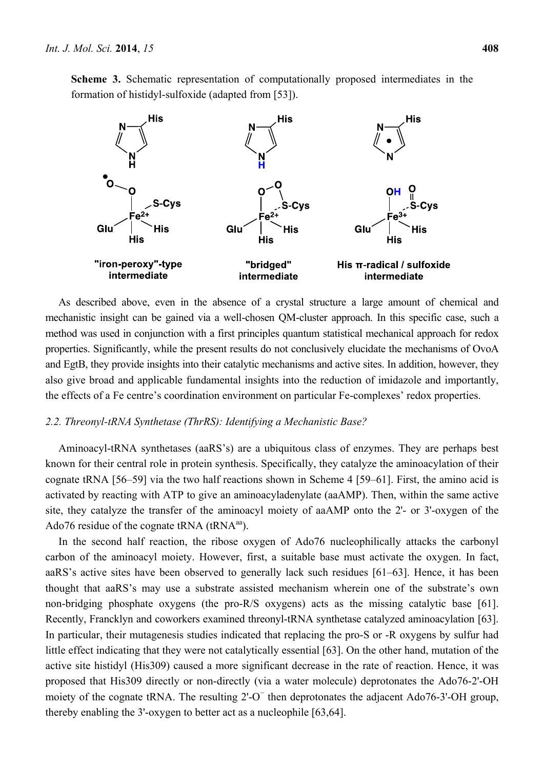**Scheme 3.** Schematic representation of computationally proposed intermediates in the formation of histidyl-sulfoxide (adapted from [53]).

"iron-peroxy"-type intermediate

"bridged" intermediate

His π-radical / sulfoxide intermediate

As described above, even in the absence of a crystal structure a large amount of chemical and mechanistic insight can be gained via a well-chosen QM-cluster approach. In this specific case, such a method was used in conjunction with a first principles quantum statistical mechanical approach for redox properties. Significantly, while the present results do not conclusively elucidate the mechanisms of OvoA and EgtB, they provide insights into their catalytic mechanisms and active sites. In addition, however, they also give broad and applicable fundamental insights into the reduction of imidazole and importantly, the effects of a Fe centre's coordination environment on particular Fe-complexes' redox properties.

### *2.2. Threonyl-tRNA Synthetase (ThrRS): Identifying a Mechanistic Base?*

Aminoacyl-tRNA synthetases (aaRS's) are a ubiquitous class of enzymes. They are perhaps best known for their central role in protein synthesis. Specifically, they catalyze the aminoacylation of their cognate tRNA [56–59] via the two half reactions shown in Scheme 4 [59–61]. First, the amino acid is activated by reacting with ATP to give an aminoacyladenylate (aaAMP). Then, within the same active site, they catalyze the transfer of the aminoacyl moiety of aaAMP onto the 2'- or 3'-oxygen of the Ado76 residue of the cognate tRNA ($tRNA^{aa}$).

In the second half reaction, the ribose oxygen of Ado76 nucleophilically attacks the carbonyl carbon of the aminoacyl moiety. However, first, a suitable base must activate the oxygen. In fact, aaRS's active sites have been observed to generally lack such residues [61–63]. Hence, it has been thought that aaRS's may use a substrate assisted mechanism wherein one of the substrate's own non-bridging phosphate oxygens (the pro-R/S oxygens) acts as the missing catalytic base [61]. Recently, Francklyn and coworkers examined threonyl-tRNA synthetase catalyzed aminoacylation [63]. In particular, their mutagenesis studies indicated that replacing the pro-S or -R oxygens by sulfur had little effect indicating that they were not catalytically essential [63]. On the other hand, mutation of the active site histidyl (His309) caused a more significant decrease in the rate of reaction. Hence, it was proposed that His309 directly or non-directly (via a water molecule) deprotonates the Ado76-2'-OH moiety of the cognate tRNA. The resulting $2'\text{-}O^{-}$ then deprotonates the adjacent Ado76-3'-OH group, thereby enabling the 3'-oxygen to better act as a nucleophile [63,64].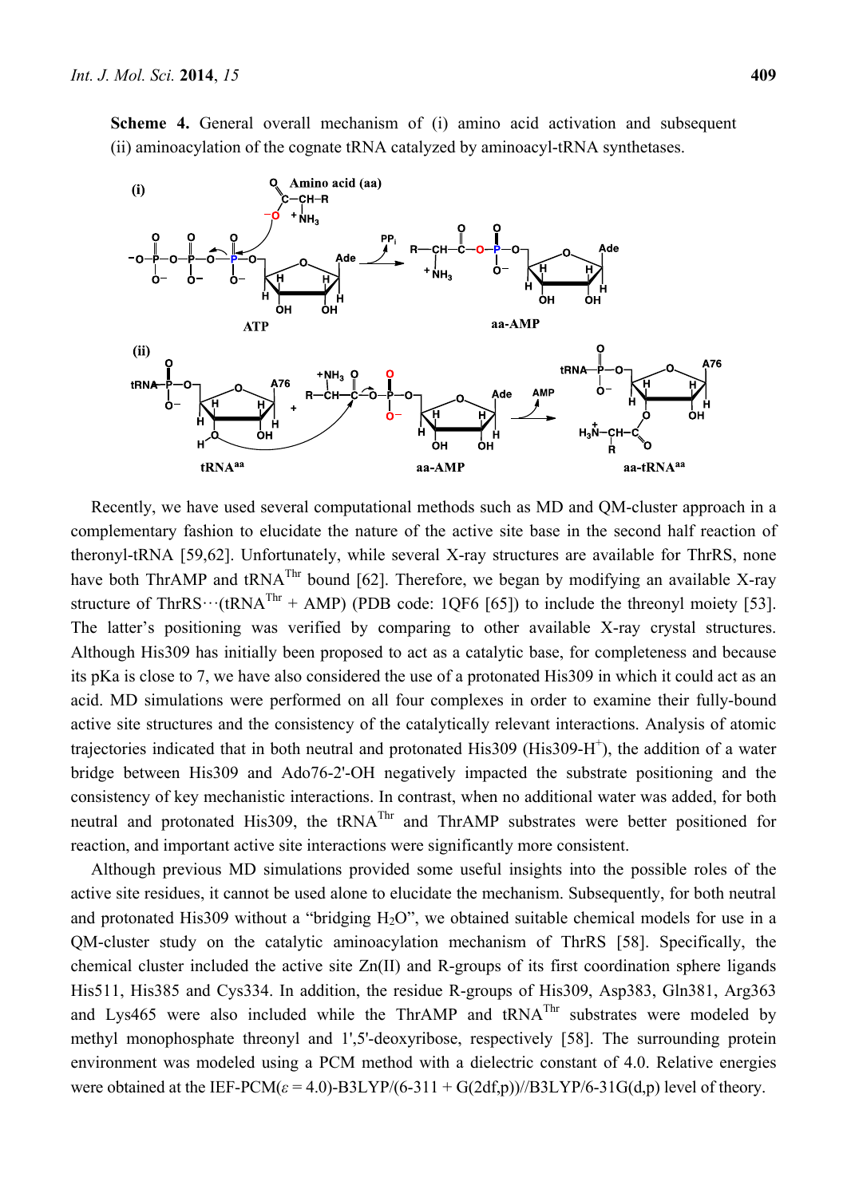**Scheme 4.** General overall mechanism of (i) amino acid activation and subsequent (ii) aminoacylation of the cognate tRNA catalyzed by aminoacyl-tRNA synthetases.

Recently, we have used several computational methods such as MD and QM-cluster approach in a complementary fashion to elucidate the nature of the active site base in the second half reaction of theronyl-tRNA [59,62]. Unfortunately, while several X-ray structures are available for ThrRS, none have both ThrAMP and $tRNA^{Thr}$ bound [62]. Therefore, we began by modifying an available X-ray structure of ThrRS···($tRNA^{Thr}$ + AMP) (PDB code: 1QF6 [65]) to include the threonyl moiety [53]. The latter's positioning was verified by comparing to other available X-ray crystal structures. Although His309 has initially been proposed to act as a catalytic base, for completeness and because its pKa is close to 7, we have also considered the use of a protonated His309 in which it could act as an acid. MD simulations were performed on all four complexes in order to examine their fully-bound active site structures and the consistency of the catalytically relevant interactions. Analysis of atomic trajectories indicated that in both neutral and protonated His309 ($His309\text{-}H^+$), the addition of a water bridge between His309 and Ado76-2'-OH negatively impacted the substrate positioning and the consistency of key mechanistic interactions. In contrast, when no additional water was added, for both neutral and protonated His309, the $tRNA^{Thr}$ and ThrAMP substrates were better positioned for reaction, and important active site interactions were significantly more consistent.

Although previous MD simulations provided some useful insights into the possible roles of the active site residues, it cannot be used alone to elucidate the mechanism. Subsequently, for both neutral and protonated His309 without a "bridging $H_2O$", we obtained suitable chemical models for use in a QM-cluster study on the catalytic aminoacylation mechanism of ThrRS [58]. Specifically, the chemical cluster included the active site Zn(II) and R-groups of its first coordination sphere ligands His511, His385 and Cys334. In addition, the residue R-groups of His309, Asp383, Gln381, Arg363 and Lys465 were also included while the ThrAMP and $tRNA^{Thr}$ substrates were modeled by methyl monophosphate threonyl and 1',5'-deoxyribose, respectively [58]. The surrounding protein environment was modeled using a PCM method with a dielectric constant of 4.0. Relative energies were obtained at the IEF-PCM($\varepsilon$ = 4.0)-B3LYP/(6-311 + G(2df,p))//B3LYP/6-31G(d,p) level of theory.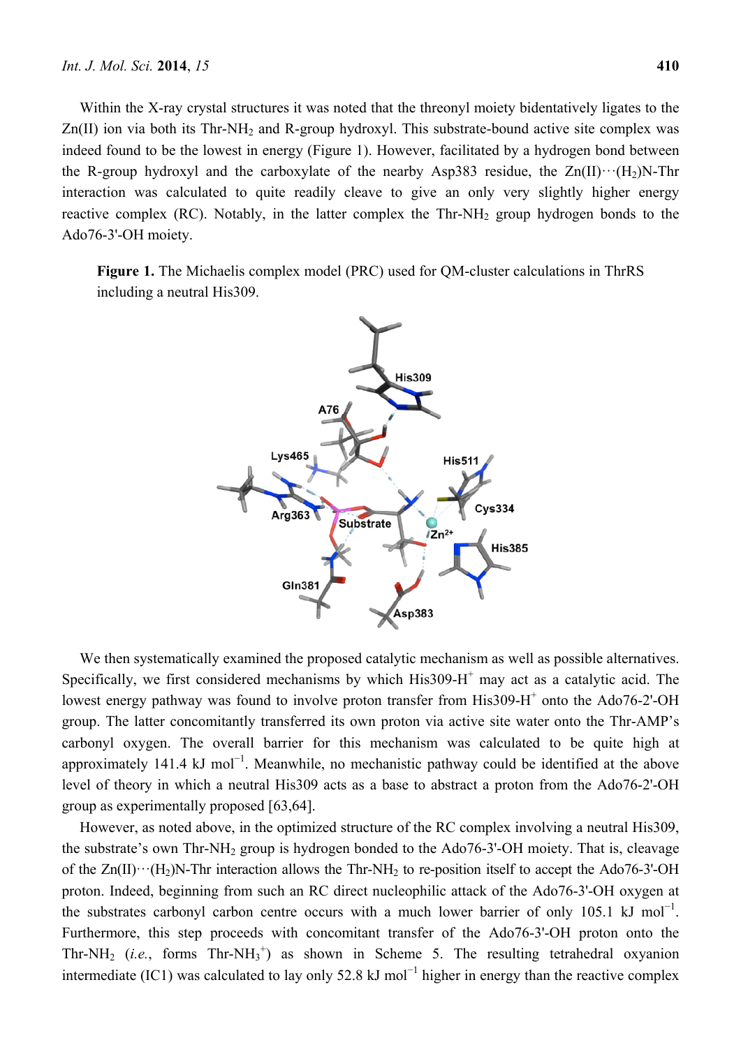Within the X-ray crystal structures it was noted that the threonyl moiety bidentatively ligates to the Zn(II) ion via both its Thr-$NH_2$ and R-group hydroxyl. This substrate-bound active site complex was indeed found to be the lowest in energy (Figure 1). However, facilitated by a hydrogen bond between the R-group hydroxyl and the carboxylate of the nearby Asp383 residue, the Zn(II)···($H_2$)N-Thr interaction was calculated to quite readily cleave to give an only very slightly higher energy reactive complex (RC). Notably, in the latter complex the Thr-$NH_2$ group hydrogen bonds to the Ado76-3'-OH moiety.

**Figure 1.** The Michaelis complex model (PRC) used for QM-cluster calculations in ThrRS including a neutral His309.

We then systematically examined the proposed catalytic mechanism as well as possible alternatives. Specifically, we first considered mechanisms by which His309-$H^+$ may act as a catalytic acid. The lowest energy pathway was found to involve proton transfer from His309-$H^+$ onto the Ado76-2'-OH group. The latter concomitantly transferred its own proton via active site water onto the Thr-AMP's carbonyl oxygen. The overall barrier for this mechanism was calculated to be quite high at approximately 141.4 kJ $mol^{-1}$. Meanwhile, no mechanistic pathway could be identified at the above level of theory in which a neutral His309 acts as a base to abstract a proton from the Ado76-2'-OH group as experimentally proposed [63,64].

However, as noted above, in the optimized structure of the RC complex involving a neutral His309, the substrate's own Thr-$NH_2$ group is hydrogen bonded to the Ado76-3'-OH moiety. That is, cleavage of the Zn(II)···($H_2$)N-Thr interaction allows the Thr-$NH_2$ to re-position itself to accept the Ado76-3'-OH proton. Indeed, beginning from such an RC direct nucleophilic attack of the Ado76-3'-OH oxygen at the substrates carbonyl carbon centre occurs with a much lower barrier of only 105.1 kJ $mol^{-1}$. Furthermore, this step proceeds with concomitant transfer of the Ado76-3'-OH proton onto the Thr-$NH_2$ (*i.e.*, forms Thr-$NH_3^+$) as shown in Scheme 5. The resulting tetrahedral oxyanion intermediate (IC1) was calculated to lay only 52.8 kJ $mol^{-1}$ higher in energy than the reactive complex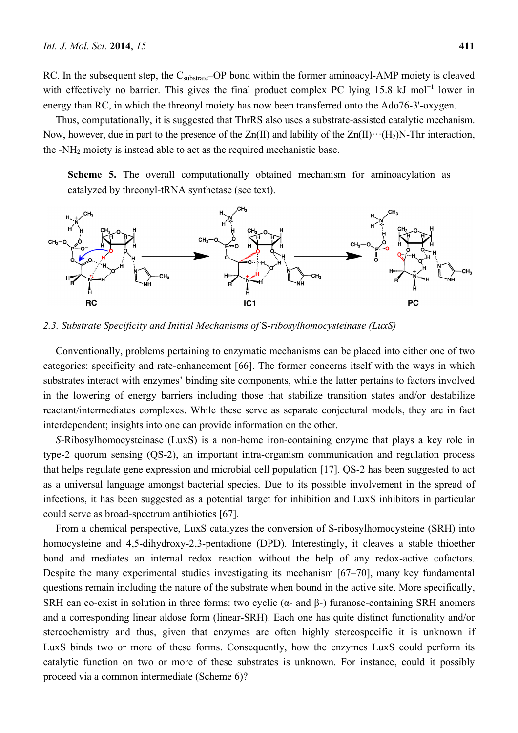RC. In the subsequent step, the $C_{substrate}$–OP bond within the former aminoacyl-AMP moiety is cleaved with effectively no barrier. This gives the final product complex PC lying 15.8 kJ $mol^{-1}$ lower in energy than RC, in which the threonyl moiety has now been transferred onto the Ado76-3'-oxygen.

Thus, computationally, it is suggested that ThrRS also uses a substrate-assisted catalytic mechanism. Now, however, due in part to the presence of the Zn(II) and lability of the Zn(II)···($H_2$)N-Thr interaction, the -$NH_2$ moiety is instead able to act as the required mechanistic base.

**Scheme 5.** The overall computationally obtained mechanism for aminoacylation as catalyzed by threonyl-tRNA synthetase (see text).

### 2.3. Substrate Specificity and Initial Mechanisms of *S*-ribosylhomocysteinase (LuxS)

Conventionally, problems pertaining to enzymatic mechanisms can be placed into either one of two categories: specificity and rate-enhancement [66]. The former concerns itself with the ways in which substrates interact with enzymes' binding site components, while the latter pertains to factors involved in the lowering of energy barriers including those that stabilize transition states and/or destabilize reactant/intermediates complexes. While these serve as separate conjectural models, they are in fact interdependent; insights into one can provide information on the other.

*S*-Ribosylhomocysteinase (LuxS) is a non-heme iron-containing enzyme that plays a key role in type-2 quorum sensing (QS-2), an important intra-organism communication and regulation process that helps regulate gene expression and microbial cell population [17]. QS-2 has been suggested to act as a universal language amongst bacterial species. Due to its possible involvement in the spread of infections, it has been suggested as a potential target for inhibition and LuxS inhibitors in particular could serve as broad-spectrum antibiotics [67].

From a chemical perspective, LuxS catalyzes the conversion of S-ribosylhomocysteine (SRH) into homocysteine and 4,5-dihydroxy-2,3-pentadione (DPD). Interestingly, it cleaves a stable thioether bond and mediates an internal redox reaction without the help of any redox-active cofactors. Despite the many experimental studies investigating its mechanism [67–70], many key fundamental questions remain including the nature of the substrate when bound in the active site. More specifically, SRH can co-exist in solution in three forms: two cyclic (α- and β-) furanose-containing SRH anomers and a corresponding linear aldose form (linear-SRH). Each one has quite distinct functionality and/or stereochemistry and thus, given that enzymes are often highly stereospecific it is unknown if LuxS binds two or more of these forms. Consequently, how the enzymes LuxS could perform its catalytic function on two or more of these substrates is unknown. For instance, could it possibly proceed via a common intermediate (Scheme 6)?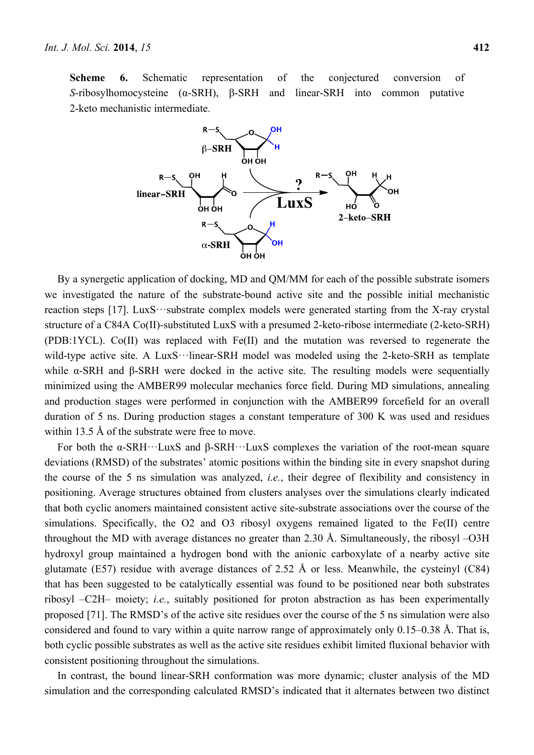**Scheme 6.** Schematic representation of the conjectured conversion of *S*-ribosylhomocysteine (α-SRH), β-SRH and linear-SRH into common putative 2-keto mechanistic intermediate.

By a synergetic application of docking, MD and QM/MM for each of the possible substrate isomers we investigated the nature of the substrate-bound active site and the possible initial mechanistic reaction steps [17]. LuxS···substrate complex models were generated starting from the X-ray crystal structure of a C84A Co(II)-substituted LuxS with a presumed 2-keto-ribose intermediate (2-keto-SRH) (PDB:1YCL). Co(II) was replaced with Fe(II) and the mutation was reversed to regenerate the wild-type active site. A LuxS···linear-SRH model was modeled using the 2-keto-SRH as template while α-SRH and β-SRH were docked in the active site. The resulting models were sequentially minimized using the AMBER99 molecular mechanics force field. During MD simulations, annealing and production stages were performed in conjunction with the AMBER99 forcefield for an overall duration of 5 ns. During production stages a constant temperature of 300 K was used and residues within 13.5 Å of the substrate were free to move.

For both the α-SRH···LuxS and β-SRH···LuxS complexes the variation of the root-mean square deviations (RMSD) of the substrates' atomic positions within the binding site in every snapshot during the course of the 5 ns simulation was analyzed, *i.e.*, their degree of flexibility and consistency in positioning. Average structures obtained from clusters analyses over the simulations clearly indicated that both cyclic anomers maintained consistent active site-substrate associations over the course of the simulations. Specifically, the O2 and O3 ribosyl oxygens remained ligated to the Fe(II) centre throughout the MD with average distances no greater than 2.30 Å. Simultaneously, the ribosyl –O3H hydroxyl group maintained a hydrogen bond with the anionic carboxylate of a nearby active site glutamate (E57) residue with average distances of 2.52 Å or less. Meanwhile, the cysteinyl (C84) that has been suggested to be catalytically essential was found to be positioned near both substrates ribosyl –C2H– moiety; *i.e.*, suitably positioned for proton abstraction as has been experimentally proposed [71]. The RMSD's of the active site residues over the course of the 5 ns simulation were also considered and found to vary within a quite narrow range of approximately only 0.15–0.38 Å. That is, both cyclic possible substrates as well as the active site residues exhibit limited fluxional behavior with consistent positioning throughout the simulations.

In contrast, the bound linear-SRH conformation was more dynamic; cluster analysis of the MD simulation and the corresponding calculated RMSD's indicated that it alternates between two distinct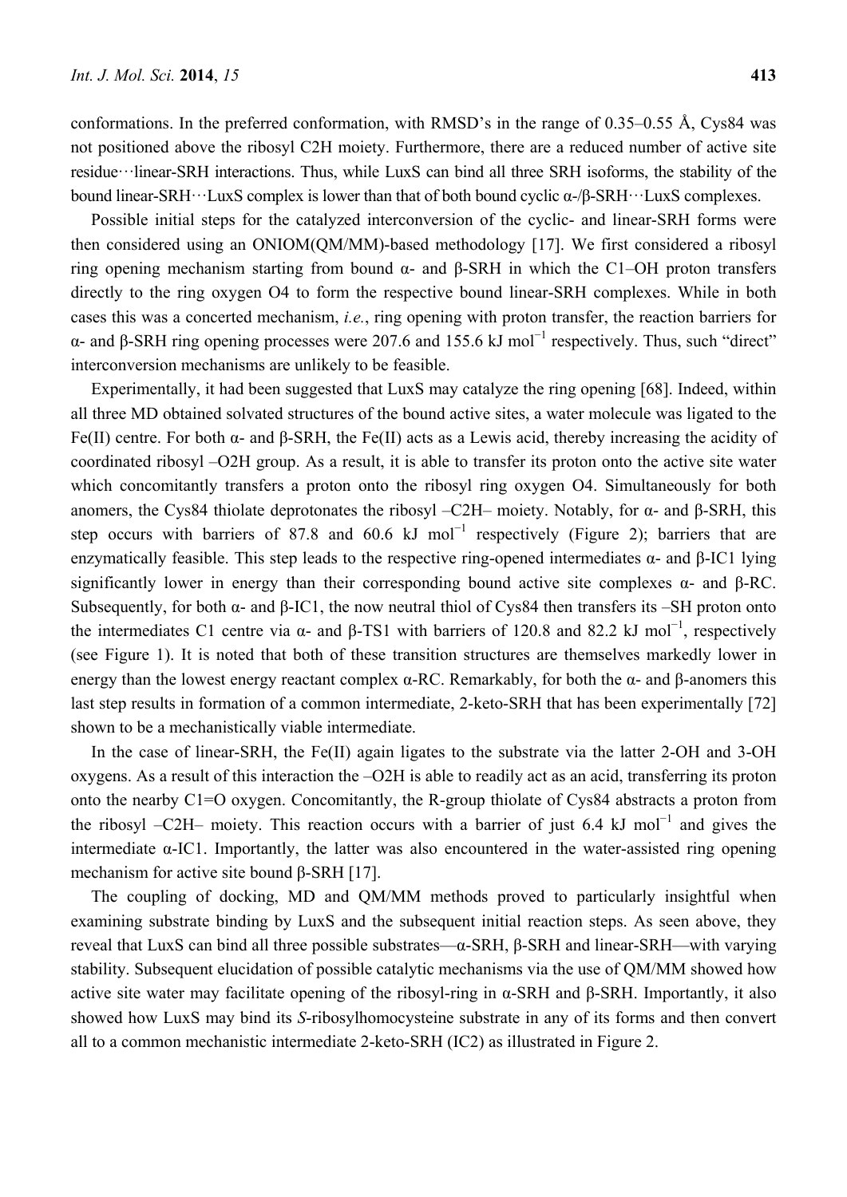conformations. In the preferred conformation, with RMSD's in the range of 0.35–0.55 Å, Cys84 was not positioned above the ribosyl C2H moiety. Furthermore, there are a reduced number of active site residue···linear-SRH interactions. Thus, while LuxS can bind all three SRH isoforms, the stability of the bound linear-SRH···LuxS complex is lower than that of both bound cyclic α-/β-SRH···LuxS complexes.

Possible initial steps for the catalyzed interconversion of the cyclic- and linear-SRH forms were then considered using an ONIOM(QM/MM)-based methodology [17]. We first considered a ribosyl ring opening mechanism starting from bound α- and β-SRH in which the C1–OH proton transfers directly to the ring oxygen O4 to form the respective bound linear-SRH complexes. While in both cases this was a concerted mechanism, *i.e.*, ring opening with proton transfer, the reaction barriers for α- and β-SRH ring opening processes were 207.6 and 155.6 kJ $mol^{-1}$ respectively. Thus, such "direct" interconversion mechanisms are unlikely to be feasible.

Experimentally, it had been suggested that LuxS may catalyze the ring opening [68]. Indeed, within all three MD obtained solvated structures of the bound active sites, a water molecule was ligated to the Fe(II) centre. For both α- and β-SRH, the Fe(II) acts as a Lewis acid, thereby increasing the acidity of coordinated ribosyl –O2H group. As a result, it is able to transfer its proton onto the active site water which concomitantly transfers a proton onto the ribosyl ring oxygen O4. Simultaneously for both anomers, the Cys84 thiolate deprotonates the ribosyl –C2H– moiety. Notably, for α- and β-SRH, this step occurs with barriers of 87.8 and 60.6 kJ $mol^{-1}$ respectively (Figure 2); barriers that are enzymatically feasible. This step leads to the respective ring-opened intermediates α- and β-IC1 lying significantly lower in energy than their corresponding bound active site complexes α- and β-RC. Subsequently, for both α- and β-IC1, the now neutral thiol of Cys84 then transfers its –SH proton onto the intermediates C1 centre via α- and β-TS1 with barriers of 120.8 and 82.2 kJ $mol^{-1}$, respectively (see Figure 1). It is noted that both of these transition structures are themselves markedly lower in energy than the lowest energy reactant complex α-RC. Remarkably, for both the α- and β-anomers this last step results in formation of a common intermediate, 2-keto-SRH that has been experimentally [72] shown to be a mechanistically viable intermediate.

In the case of linear-SRH, the Fe(II) again ligates to the substrate via the latter 2-OH and 3-OH oxygens. As a result of this interaction the –O2H is able to readily act as an acid, transferring its proton onto the nearby C1=O oxygen. Concomitantly, the R-group thiolate of Cys84 abstracts a proton from the ribosyl –C2H– moiety. This reaction occurs with a barrier of just 6.4 kJ $mol^{-1}$ and gives the intermediate α-IC1. Importantly, the latter was also encountered in the water-assisted ring opening mechanism for active site bound β-SRH [17].

The coupling of docking, MD and QM/MM methods proved to particularly insightful when examining substrate binding by LuxS and the subsequent initial reaction steps. As seen above, they reveal that LuxS can bind all three possible substrates—α-SRH, β-SRH and linear-SRH—with varying stability. Subsequent elucidation of possible catalytic mechanisms via the use of QM/MM showed how active site water may facilitate opening of the ribosyl-ring in α-SRH and β-SRH. Importantly, it also showed how LuxS may bind its *S*-ribosylhomocysteine substrate in any of its forms and then convert all to a common mechanistic intermediate 2-keto-SRH (IC2) as illustrated in Figure 2.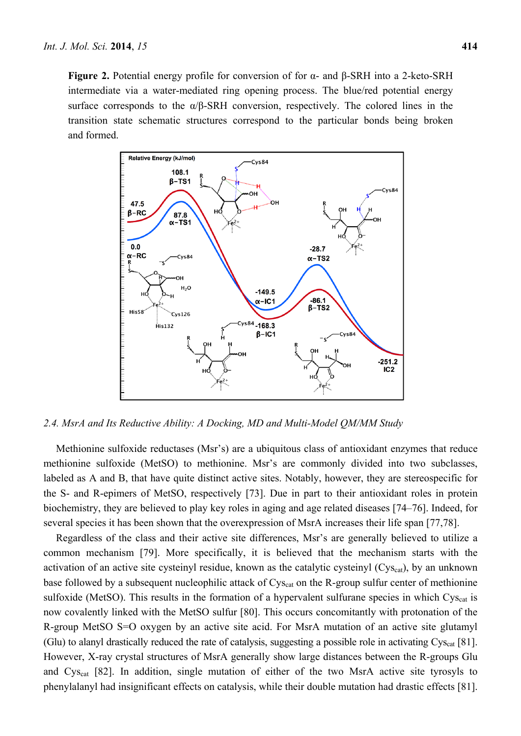**Figure 2.** Potential energy profile for conversion of for α- and β-SRH into a 2-keto-SRH intermediate via a water-mediated ring opening process. The blue/red potential energy surface corresponds to the α/β-SRH conversion, respectively. The colored lines in the transition state schematic structures correspond to the particular bonds being broken and formed.

### *2.4. MsrA and Its Reductive Ability: A Docking, MD and Multi-Model QM/MM Study*

Methionine sulfoxide reductases (Msr's) are a ubiquitous class of antioxidant enzymes that reduce methionine sulfoxide (MetSO) to methionine. Msr's are commonly divided into two subclasses, labeled as A and B, that have quite distinct active sites. Notably, however, they are stereospecific for the S- and R-epimers of MetSO, respectively [73]. Due in part to their antioxidant roles in protein biochemistry, they are believed to play key roles in aging and age related diseases [74–76]. Indeed, for several species it has been shown that the overexpression of MsrA increases their life span [77,78].

Regardless of the class and their active site differences, Msr's are generally believed to utilize a common mechanism [79]. More specifically, it is believed that the mechanism starts with the activation of an active site cysteinyl residue, known as the catalytic cysteinyl ($Cys_{cat}$), by an unknown base followed by a subsequent nucleophilic attack of $Cys_{cat}$ on the R-group sulfur center of methionine sulfoxide (MetSO). This results in the formation of a hypervalent sulfurane species in which $Cys_{cat}$ is now covalently linked with the MetSO sulfur [80]. This occurs concomitantly with protonation of the R-group MetSO S=O oxygen by an active site acid. For MsrA mutation of an active site glutamyl (Glu) to alanyl drastically reduced the rate of catalysis, suggesting a possible role in activating $Cys_{cat}$ [81]. However, X-ray crystal structures of MsrA generally show large distances between the R-groups Glu and $Cys_{cat}$ [82]. In addition, single mutation of either of the two MsrA active site tyrosyls to phenylalanyl had insignificant effects on catalysis, while their double mutation had drastic effects [81].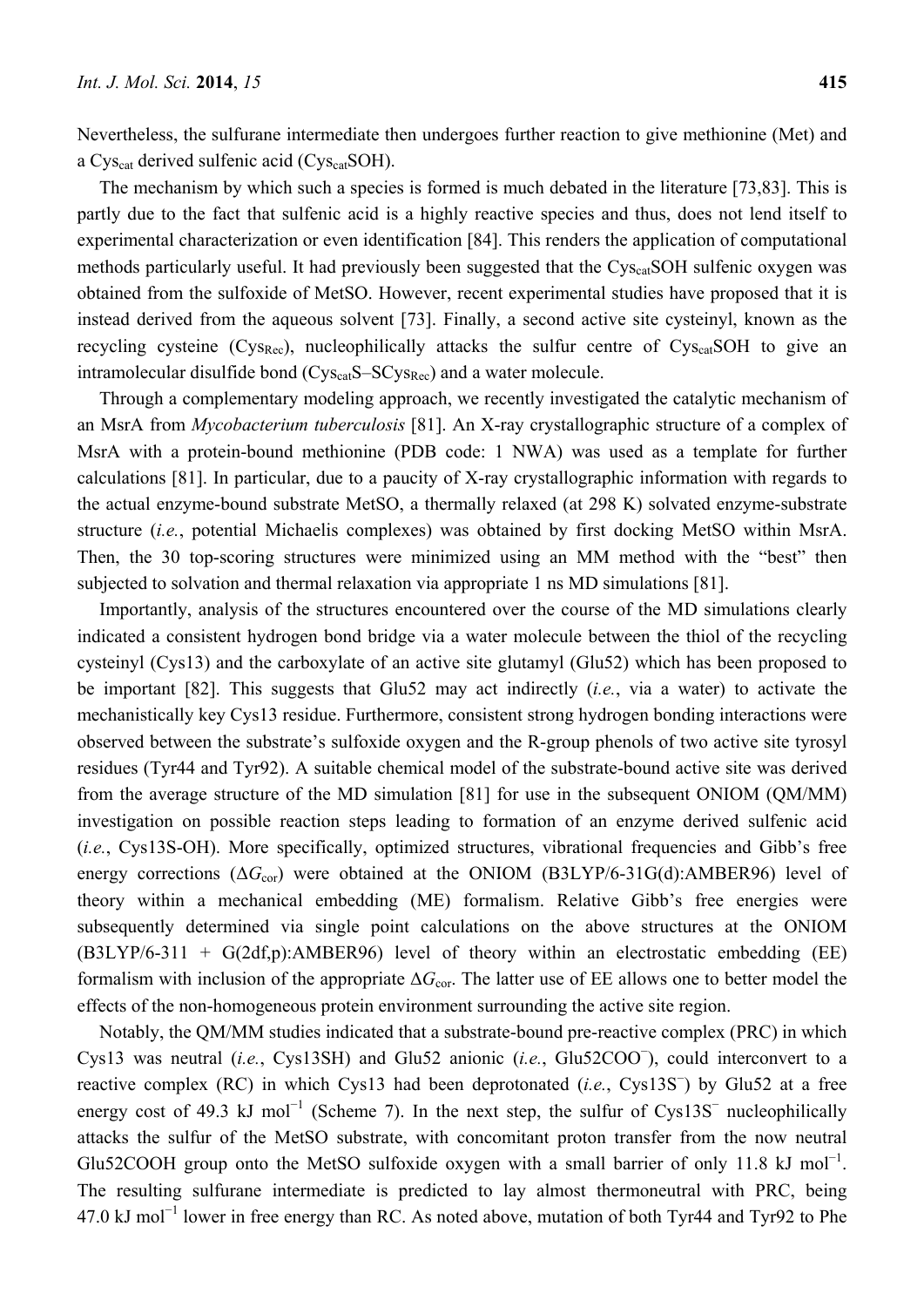Nevertheless, the sulfurane intermediate then undergoes further reaction to give methionine (Met) and a $Cys_{cat}$ derived sulfenic acid ($Cys_{cat}SOH$).

The mechanism by which such a species is formed is much debated in the literature [73,83]. This is partly due to the fact that sulfenic acid is a highly reactive species and thus, does not lend itself to experimental characterization or even identification [84]. This renders the application of computational methods particularly useful. It had previously been suggested that the $Cys_{cat}SOH$ sulfenic oxygen was obtained from the sulfoxide of MetSO. However, recent experimental studies have proposed that it is instead derived from the aqueous solvent [73]. Finally, a second active site cysteinyl, known as the recycling cysteine ($Cys_{Rec}$), nucleophilically attacks the sulfur centre of $Cys_{cat}SOH$ to give an intramolecular disulfide bond ($Cys_{cat}S–SCys_{Rec}$) and a water molecule.

Through a complementary modeling approach, we recently investigated the catalytic mechanism of an MsrA from *Mycobacterium tuberculosis* [81]. An X-ray crystallographic structure of a complex of MsrA with a protein-bound methionine (PDB code: 1 NWA) was used as a template for further calculations [81]. In particular, due to a paucity of X-ray crystallographic information with regards to the actual enzyme-bound substrate MetSO, a thermally relaxed (at 298 K) solvated enzyme-substrate structure (*i.e.*, potential Michaelis complexes) was obtained by first docking MetSO within MsrA. Then, the 30 top-scoring structures were minimized using an MM method with the "best" then subjected to solvation and thermal relaxation via appropriate 1 ns MD simulations [81].

Importantly, analysis of the structures encountered over the course of the MD simulations clearly indicated a consistent hydrogen bond bridge via a water molecule between the thiol of the recycling cysteinyl (Cys13) and the carboxylate of an active site glutamyl (Glu52) which has been proposed to be important [82]. This suggests that Glu52 may act indirectly (*i.e.*, via a water) to activate the mechanistically key Cys13 residue. Furthermore, consistent strong hydrogen bonding interactions were observed between the substrate's sulfoxide oxygen and the R-group phenols of two active site tyrosyl residues (Tyr44 and Tyr92). A suitable chemical model of the substrate-bound active site was derived from the average structure of the MD simulation [81] for use in the subsequent ONIOM (QM/MM) investigation on possible reaction steps leading to formation of an enzyme derived sulfenic acid (*i.e.*, Cys13S-OH). More specifically, optimized structures, vibrational frequencies and Gibb's free energy corrections ($\Delta G_{cor}$) were obtained at the ONIOM (B3LYP/6-31G(d):AMBER96) level of theory within a mechanical embedding (ME) formalism. Relative Gibb's free energies were subsequently determined via single point calculations on the above structures at the ONIOM (B3LYP/6-311 + G(2df,p):AMBER96) level of theory within an electrostatic embedding (EE) formalism with inclusion of the appropriate $\Delta G_{cor}$. The latter use of EE allows one to better model the effects of the non-homogeneous protein environment surrounding the active site region.

Notably, the QM/MM studies indicated that a substrate-bound pre-reactive complex (PRC) in which Cys13 was neutral (*i.e.*, Cys13SH) and Glu52 anionic (*i.e.*, $Glu52COO^{-}$), could interconvert to a reactive complex (RC) in which Cys13 had been deprotonated (*i.e.*, $Cys13S^{-}$) by Glu52 at a free energy cost of 49.3 kJ $mol^{-1}$ (Scheme 7). In the next step, the sulfur of $Cys13S^{-}$ nucleophilically attacks the sulfur of the MetSO substrate, with concomitant proton transfer from the now neutral Glu52COOH group onto the MetSO sulfoxide oxygen with a small barrier of only 11.8 kJ $mol^{-1}$. The resulting sulfurane intermediate is predicted to lay almost thermoneutral with PRC, being 47.0 kJ $mol^{-1}$ lower in free energy than RC. As noted above, mutation of both Tyr44 and Tyr92 to Phe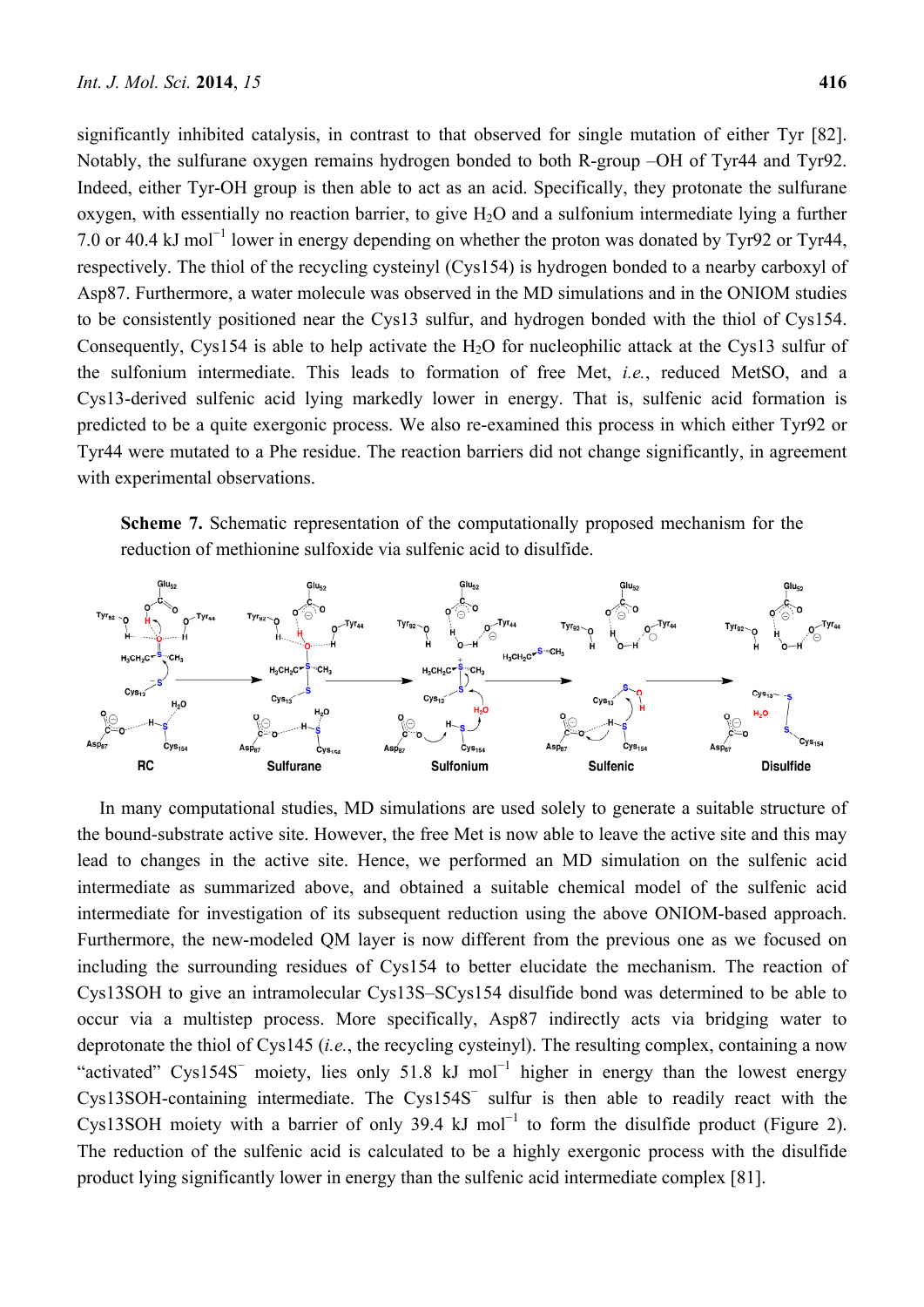significantly inhibited catalysis, in contrast to that observed for single mutation of either Tyr [82]. Notably, the sulfurane oxygen remains hydrogen bonded to both R-group –OH of Tyr44 and Tyr92. Indeed, either Tyr-OH group is then able to act as an acid. Specifically, they protonate the sulfurane oxygen, with essentially no reaction barrier, to give $H_2O$ and a sulfonium intermediate lying a further 7.0 or 40.4 kJ $mol^{-1}$ lower in energy depending on whether the proton was donated by Tyr92 or Tyr44, respectively. The thiol of the recycling cysteinyl (Cys154) is hydrogen bonded to a nearby carboxyl of Asp87. Furthermore, a water molecule was observed in the MD simulations and in the ONIOM studies to be consistently positioned near the Cys13 sulfur, and hydrogen bonded with the thiol of Cys154. Consequently, Cys154 is able to help activate the $H_2O$ for nucleophilic attack at the Cys13 sulfur of the sulfonium intermediate. This leads to formation of free Met, *i.e.*, reduced MetSO, and a Cys13-derived sulfenic acid lying markedly lower in energy. That is, sulfenic acid formation is predicted to be a quite exergonic process. We also re-examined this process in which either Tyr92 or Tyr44 were mutated to a Phe residue. The reaction barriers did not change significantly, in agreement with experimental observations.

**Scheme 7.** Schematic representation of the computationally proposed mechanism for the reduction of methionine sulfoxide via sulfenic acid to disulfide.

In many computational studies, MD simulations are used solely to generate a suitable structure of the bound-substrate active site. However, the free Met is now able to leave the active site and this may lead to changes in the active site. Hence, we performed an MD simulation on the sulfenic acid intermediate as summarized above, and obtained a suitable chemical model of the sulfenic acid intermediate for investigation of its subsequent reduction using the above ONIOM-based approach. Furthermore, the new-modeled QM layer is now different from the previous one as we focused on including the surrounding residues of Cys154 to better elucidate the mechanism. The reaction of Cys13SOH to give an intramolecular Cys13S–SCys154 disulfide bond was determined to be able to occur via a multistep process. More specifically, Asp87 indirectly acts via bridging water to deprotonate the thiol of Cys145 (*i.e.*, the recycling cysteinyl). The resulting complex, containing a now "activated" $Cys154S^-$ moiety, lies only 51.8 kJ $mol^{-1}$ higher in energy than the lowest energy Cys13SOH-containing intermediate. The $Cys154S^-$ sulfur is then able to readily react with the Cys13SOH moiety with a barrier of only 39.4 kJ $mol^{-1}$ to form the disulfide product (Figure 2). The reduction of the sulfenic acid is calculated to be a highly exergonic process with the disulfide product lying significantly lower in energy than the sulfenic acid intermediate complex [81].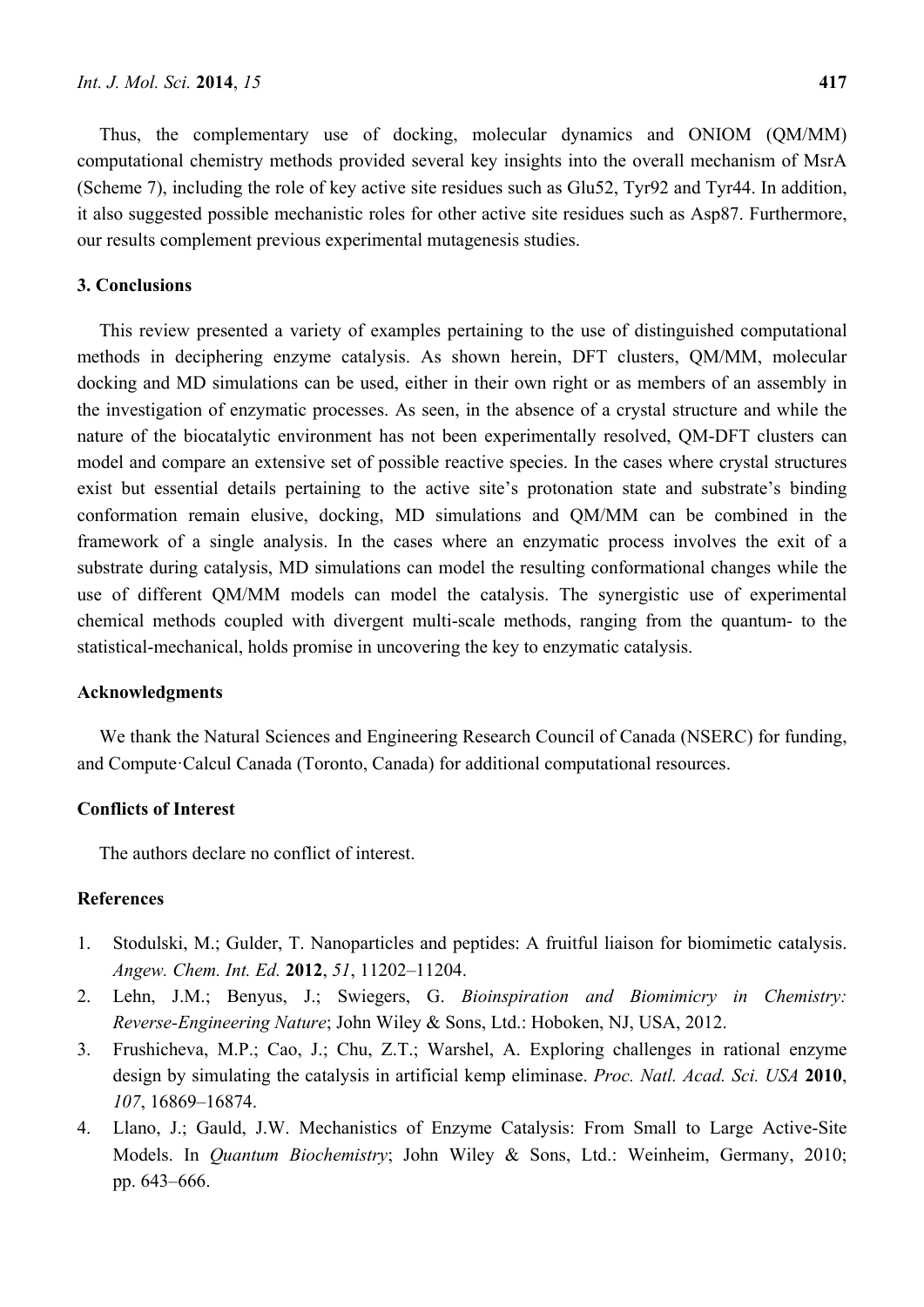Thus, the complementary use of docking, molecular dynamics and ONIOM (QM/MM) computational chemistry methods provided several key insights into the overall mechanism of MsrA (Scheme 7), including the role of key active site residues such as Glu52, Tyr92 and Tyr44. In addition, it also suggested possible mechanistic roles for other active site residues such as Asp87. Furthermore, our results complement previous experimental mutagenesis studies.

## 3. Conclusions

This review presented a variety of examples pertaining to the use of distinguished computational methods in deciphering enzyme catalysis. As shown herein, DFT clusters, QM/MM, molecular docking and MD simulations can be used, either in their own right or as members of an assembly in the investigation of enzymatic processes. As seen, in the absence of a crystal structure and while the nature of the biocatalytic environment has not been experimentally resolved, QM-DFT clusters can model and compare an extensive set of possible reactive species. In the cases where crystal structures exist but essential details pertaining to the active site's protonation state and substrate's binding conformation remain elusive, docking, MD simulations and QM/MM can be combined in the framework of a single analysis. In the cases where an enzymatic process involves the exit of a substrate during catalysis, MD simulations can model the resulting conformational changes while the use of different QM/MM models can model the catalysis. The synergistic use of experimental chemical methods coupled with divergent multi-scale methods, ranging from the quantum- to the statistical-mechanical, holds promise in uncovering the key to enzymatic catalysis.

## Acknowledgments

We thank the Natural Sciences and Engineering Research Council of Canada (NSERC) for funding, and Compute·Calcul Canada (Toronto, Canada) for additional computational resources.

## Conflicts of Interest

The authors declare no conflict of interest.

## References

1. Stodulski, M.; Gulder, T. Nanoparticles and peptides: A fruitful liaison for biomimetic catalysis. *Angew. Chem. Int. Ed.* **2012**, *51*, 11202–11204.
2. Lehn, J.M.; Benyus, J.; Swiegers, G. *Bioinspiration and Biomimicry in Chemistry: Reverse-Engineering Nature*; John Wiley & Sons, Ltd.: Hoboken, NJ, USA, 2012.
3. Frushicheva, M.P.; Cao, J.; Chu, Z.T.; Warshel, A. Exploring challenges in rational enzyme design by simulating the catalysis in artificial kemp eliminase. *Proc. Natl. Acad. Sci. USA* **2010**, *107*, 16869–16874.
4. Llano, J.; Gauld, J.W. Mechanistics of Enzyme Catalysis: From Small to Large Active-Site Models. In *Quantum Biochemistry*; John Wiley & Sons, Ltd.: Weinheim, Germany, 2010; pp. 643–666.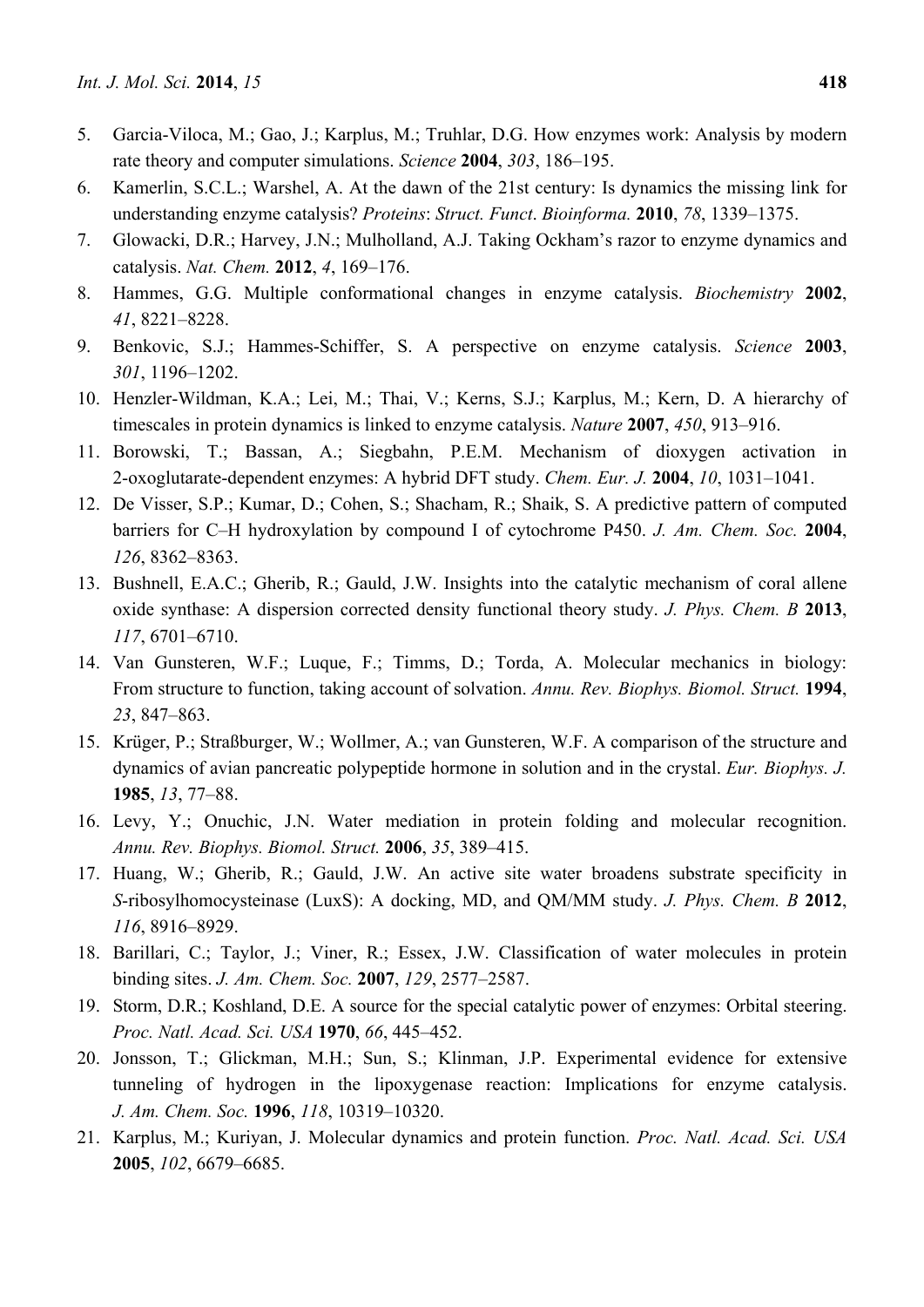5. Garcia-Viloca, M.; Gao, J.; Karplus, M.; Truhlar, D.G. How enzymes work: Analysis by modern rate theory and computer simulations. *Science* **2004**, *303*, 186–195.
6. Kamerlin, S.C.L.; Warshel, A. At the dawn of the 21st century: Is dynamics the missing link for understanding enzyme catalysis? *Proteins*: *Struct. Funct*. *Bioinforma.* **2010**, *78*, 1339–1375.
7. Glowacki, D.R.; Harvey, J.N.; Mulholland, A.J. Taking Ockham's razor to enzyme dynamics and catalysis. *Nat. Chem.* **2012**, *4*, 169–176.
8. Hammes, G.G. Multiple conformational changes in enzyme catalysis. *Biochemistry* **2002**, *41*, 8221–8228.
9. Benkovic, S.J.; Hammes-Schiffer, S. A perspective on enzyme catalysis. *Science* **2003**, *301*, 1196–1202.
10. Henzler-Wildman, K.A.; Lei, M.; Thai, V.; Kerns, S.J.; Karplus, M.; Kern, D. A hierarchy of timescales in protein dynamics is linked to enzyme catalysis. *Nature* **2007**, *450*, 913–916.
11. Borowski, T.; Bassan, A.; Siegbahn, P.E.M. Mechanism of dioxygen activation in 2-oxoglutarate-dependent enzymes: A hybrid DFT study. *Chem. Eur. J.* **2004**, *10*, 1031–1041.
12. De Visser, S.P.; Kumar, D.; Cohen, S.; Shacham, R.; Shaik, S. A predictive pattern of computed barriers for C–H hydroxylation by compound I of cytochrome P450. *J. Am. Chem. Soc.* **2004**, *126*, 8362–8363.
13. Bushnell, E.A.C.; Gherib, R.; Gauld, J.W. Insights into the catalytic mechanism of coral allene oxide synthase: A dispersion corrected density functional theory study. *J. Phys. Chem. B* **2013**, *117*, 6701–6710.
14. Van Gunsteren, W.F.; Luque, F.; Timms, D.; Torda, A. Molecular mechanics in biology: From structure to function, taking account of solvation. *Annu. Rev. Biophys. Biomol. Struct.* **1994**, *23*, 847–863.
15. Krüger, P.; Straßburger, W.; Wollmer, A.; van Gunsteren, W.F. A comparison of the structure and dynamics of avian pancreatic polypeptide hormone in solution and in the crystal. *Eur. Biophys. J.* **1985**, *13*, 77–88.
16. Levy, Y.; Onuchic, J.N. Water mediation in protein folding and molecular recognition. *Annu. Rev. Biophys. Biomol. Struct.* **2006**, *35*, 389–415.
17. Huang, W.; Gherib, R.; Gauld, J.W. An active site water broadens substrate specificity in *S*-ribosylhomocysteinase (LuxS): A docking, MD, and QM/MM study. *J. Phys. Chem. B* **2012**, *116*, 8916–8929.
18. Barillari, C.; Taylor, J.; Viner, R.; Essex, J.W. Classification of water molecules in protein binding sites. *J. Am. Chem. Soc.* **2007**, *129*, 2577–2587.
19. Storm, D.R.; Koshland, D.E. A source for the special catalytic power of enzymes: Orbital steering. *Proc. Natl. Acad. Sci. USA* **1970**, *66*, 445–452.
20. Jonsson, T.; Glickman, M.H.; Sun, S.; Klinman, J.P. Experimental evidence for extensive tunneling of hydrogen in the lipoxygenase reaction: Implications for enzyme catalysis. *J. Am. Chem. Soc.* **1996**, *118*, 10319–10320.
21. Karplus, M.; Kuriyan, J. Molecular dynamics and protein function. *Proc. Natl. Acad. Sci. USA* **2005**, *102*, 6679–6685.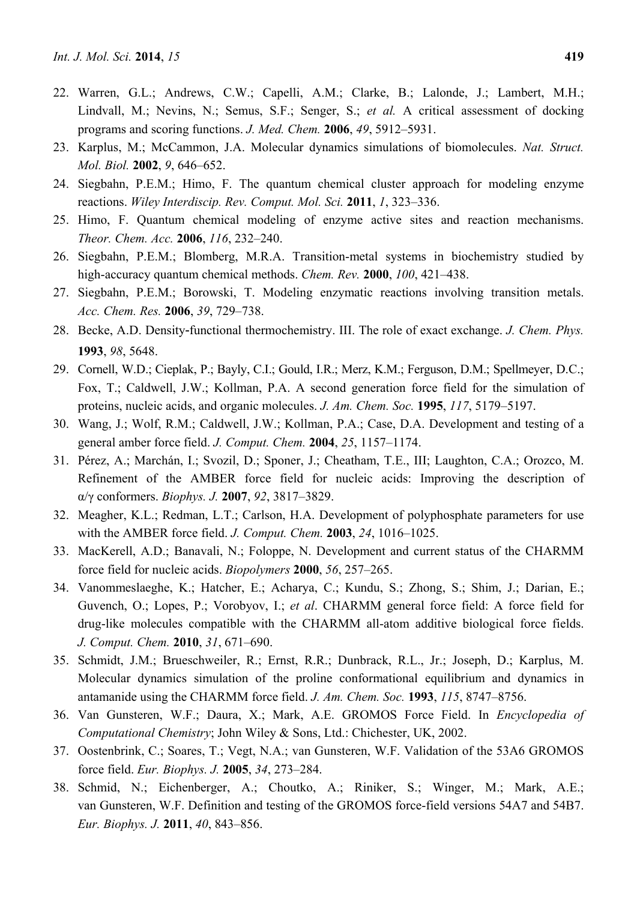22. Warren, G.L.; Andrews, C.W.; Capelli, A.M.; Clarke, B.; Lalonde, J.; Lambert, M.H.; Lindvall, M.; Nevins, N.; Semus, S.F.; Senger, S.; *et al.* A critical assessment of docking programs and scoring functions. *J. Med. Chem.* **2006**, *49*, 5912–5931.
23. Karplus, M.; McCammon, J.A. Molecular dynamics simulations of biomolecules. *Nat. Struct. Mol. Biol.* **2002**, *9*, 646–652.
24. Siegbahn, P.E.M.; Himo, F. The quantum chemical cluster approach for modeling enzyme reactions. *Wiley Interdiscip. Rev. Comput. Mol. Sci.* **2011**, *1*, 323–336.
25. Himo, F. Quantum chemical modeling of enzyme active sites and reaction mechanisms. *Theor. Chem. Acc.* **2006**, *116*, 232–240.
26. Siegbahn, P.E.M.; Blomberg, M.R.A. Transition-metal systems in biochemistry studied by high-accuracy quantum chemical methods. *Chem. Rev.* **2000**, *100*, 421–438.
27. Siegbahn, P.E.M.; Borowski, T. Modeling enzymatic reactions involving transition metals. *Acc. Chem. Res.* **2006**, *39*, 729–738.
28. Becke, A.D. Density-functional thermochemistry. III. The role of exact exchange. *J. Chem. Phys.* **1993**, *98*, 5648.
29. Cornell, W.D.; Cieplak, P.; Bayly, C.I.; Gould, I.R.; Merz, K.M.; Ferguson, D.M.; Spellmeyer, D.C.; Fox, T.; Caldwell, J.W.; Kollman, P.A. A second generation force field for the simulation of proteins, nucleic acids, and organic molecules. *J. Am. Chem. Soc.* **1995**, *117*, 5179–5197.
30. Wang, J.; Wolf, R.M.; Caldwell, J.W.; Kollman, P.A.; Case, D.A. Development and testing of a general amber force field. *J. Comput. Chem.* **2004**, *25*, 1157–1174.
31. Pérez, A.; Marchán, I.; Svozil, D.; Sponer, J.; Cheatham, T.E., III; Laughton, C.A.; Orozco, M. Refinement of the AMBER force field for nucleic acids: Improving the description of α/γ conformers. *Biophys. J.* **2007**, *92*, 3817–3829.
32. Meagher, K.L.; Redman, L.T.; Carlson, H.A. Development of polyphosphate parameters for use with the AMBER force field. *J. Comput. Chem.* **2003**, *24*, 1016–1025.
33. MacKerell, A.D.; Banavali, N.; Foloppe, N. Development and current status of the CHARMM force field for nucleic acids. *Biopolymers* **2000**, *56*, 257–265.
34. Vanommeslaeghe, K.; Hatcher, E.; Acharya, C.; Kundu, S.; Zhong, S.; Shim, J.; Darian, E.; Guvench, O.; Lopes, P.; Vorobyov, I.; *et al*. CHARMM general force field: A force field for drug-like molecules compatible with the CHARMM all-atom additive biological force fields. *J. Comput. Chem.* **2010**, *31*, 671–690.
35. Schmidt, J.M.; Brueschweiler, R.; Ernst, R.R.; Dunbrack, R.L., Jr.; Joseph, D.; Karplus, M. Molecular dynamics simulation of the proline conformational equilibrium and dynamics in antamanide using the CHARMM force field. *J. Am. Chem. Soc.* **1993**, *115*, 8747–8756.
36. Van Gunsteren, W.F.; Daura, X.; Mark, A.E. GROMOS Force Field. In *Encyclopedia of Computational Chemistry*; John Wiley & Sons, Ltd.: Chichester, UK, 2002.
37. Oostenbrink, C.; Soares, T.; Vegt, N.A.; van Gunsteren, W.F. Validation of the 53A6 GROMOS force field. *Eur. Biophys. J.* **2005**, *34*, 273–284.
38. Schmid, N.; Eichenberger, A.; Choutko, A.; Riniker, S.; Winger, M.; Mark, A.E.; van Gunsteren, W.F. Definition and testing of the GROMOS force-field versions 54A7 and 54B7. *Eur. Biophys. J.* **2011**, *40*, 843–856.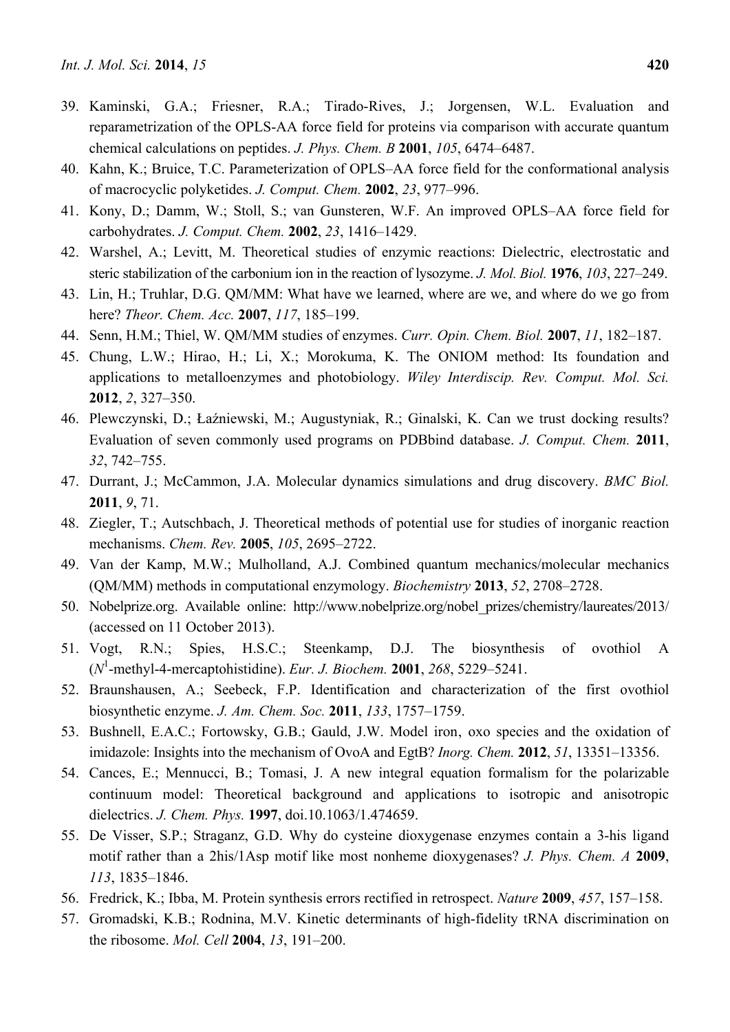39. Kaminski, G.A.; Friesner, R.A.; Tirado-Rives, J.; Jorgensen, W.L. Evaluation and reparametrization of the OPLS-AA force field for proteins via comparison with accurate quantum chemical calculations on peptides. *J. Phys. Chem. B* **2001**, *105*, 6474–6487.
40. Kahn, K.; Bruice, T.C. Parameterization of OPLS–AA force field for the conformational analysis of macrocyclic polyketides. *J. Comput. Chem.* **2002**, *23*, 977–996.
41. Kony, D.; Damm, W.; Stoll, S.; van Gunsteren, W.F. An improved OPLS–AA force field for carbohydrates. *J. Comput. Chem.* **2002**, *23*, 1416–1429.
42. Warshel, A.; Levitt, M. Theoretical studies of enzymic reactions: Dielectric, electrostatic and steric stabilization of the carbonium ion in the reaction of lysozyme. *J. Mol. Biol.* **1976**, *103*, 227–249.
43. Lin, H.; Truhlar, D.G. QM/MM: What have we learned, where are we, and where do we go from here? *Theor. Chem. Acc.* **2007**, *117*, 185–199.
44. Senn, H.M.; Thiel, W. QM/MM studies of enzymes. *Curr. Opin. Chem. Biol.* **2007**, *11*, 182–187.
45. Chung, L.W.; Hirao, H.; Li, X.; Morokuma, K. The ONIOM method: Its foundation and applications to metalloenzymes and photobiology. *Wiley Interdiscip. Rev. Comput. Mol. Sci.* **2012**, *2*, 327–350.
46. Plewczynski, D.; Łaźniewski, M.; Augustyniak, R.; Ginalski, K. Can we trust docking results? Evaluation of seven commonly used programs on PDBbind database. *J. Comput. Chem.* **2011**, *32*, 742–755.
47. Durrant, J.; McCammon, J.A. Molecular dynamics simulations and drug discovery. *BMC Biol.* **2011**, *9*, 71.
48. Ziegler, T.; Autschbach, J. Theoretical methods of potential use for studies of inorganic reaction mechanisms. *Chem. Rev.* **2005**, *105*, 2695–2722.
49. Van der Kamp, M.W.; Mulholland, A.J. Combined quantum mechanics/molecular mechanics (QM/MM) methods in computational enzymology. *Biochemistry* **2013**, *52*, 2708–2728.
50. Nobelprize.org. Available online: http://www.nobelprize.org/nobel_prizes/chemistry/laureates/2013/ (accessed on 11 October 2013).
51. Vogt, R.N.; Spies, H.S.C.; Steenkamp, D.J. The biosynthesis of ovothiol A ($N^1$-methyl-4-mercaptohistidine). *Eur. J. Biochem.* **2001**, *268*, 5229–5241.
52. Braunshausen, A.; Seebeck, F.P. Identification and characterization of the first ovothiol biosynthetic enzyme. *J. Am. Chem. Soc.* **2011**, *133*, 1757–1759.
53. Bushnell, E.A.C.; Fortowsky, G.B.; Gauld, J.W. Model iron, oxo species and the oxidation of imidazole: Insights into the mechanism of OvoA and EgtB? *Inorg. Chem.* **2012**, *51*, 13351–13356.
54. Cances, E.; Mennucci, B.; Tomasi, J. A new integral equation formalism for the polarizable continuum model: Theoretical background and applications to isotropic and anisotropic dielectrics. *J. Chem. Phys.* **1997**, doi.10.1063/1.474659.
55. De Visser, S.P.; Straganz, G.D. Why do cysteine dioxygenase enzymes contain a 3-his ligand motif rather than a 2his/1Asp motif like most nonheme dioxygenases? *J. Phys. Chem. A* **2009**, *113*, 1835–1846.
56. Fredrick, K.; Ibba, M. Protein synthesis errors rectified in retrospect. *Nature* **2009**, *457*, 157–158.
57. Gromadski, K.B.; Rodnina, M.V. Kinetic determinants of high-fidelity tRNA discrimination on the ribosome. *Mol. Cell* **2004**, *13*, 191–200.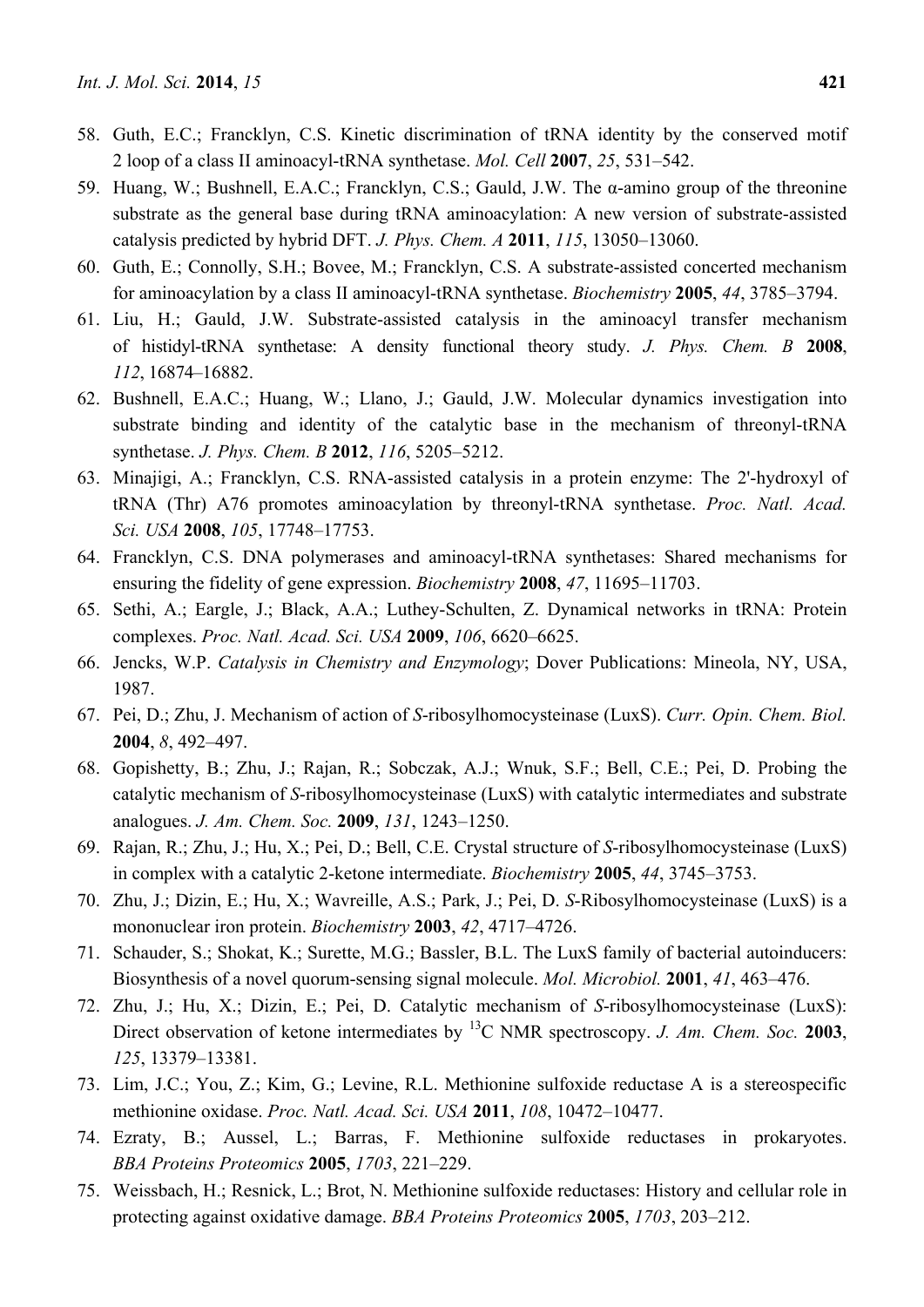58. Guth, E.C.; Francklyn, C.S. Kinetic discrimination of tRNA identity by the conserved motif 2 loop of a class II aminoacyl-tRNA synthetase. *Mol. Cell* **2007**, *25*, 531–542.
59. Huang, W.; Bushnell, E.A.C.; Francklyn, C.S.; Gauld, J.W. The α-amino group of the threonine substrate as the general base during tRNA aminoacylation: A new version of substrate-assisted catalysis predicted by hybrid DFT. *J. Phys. Chem. A* **2011**, *115*, 13050–13060.
60. Guth, E.; Connolly, S.H.; Bovee, M.; Francklyn, C.S. A substrate-assisted concerted mechanism for aminoacylation by a class II aminoacyl-tRNA synthetase. *Biochemistry* **2005**, *44*, 3785–3794.
61. Liu, H.; Gauld, J.W. Substrate-assisted catalysis in the aminoacyl transfer mechanism of histidyl-tRNA synthetase: A density functional theory study. *J. Phys. Chem. B* **2008**, *112*, 16874–16882.
62. Bushnell, E.A.C.; Huang, W.; Llano, J.; Gauld, J.W. Molecular dynamics investigation into substrate binding and identity of the catalytic base in the mechanism of threonyl-tRNA synthetase. *J. Phys. Chem. B* **2012**, *116*, 5205–5212.
63. Minajigi, A.; Francklyn, C.S. RNA-assisted catalysis in a protein enzyme: The 2'-hydroxyl of tRNA (Thr) A76 promotes aminoacylation by threonyl-tRNA synthetase. *Proc. Natl. Acad. Sci. USA* **2008**, *105*, 17748–17753.
64. Francklyn, C.S. DNA polymerases and aminoacyl-tRNA synthetases: Shared mechanisms for ensuring the fidelity of gene expression. *Biochemistry* **2008**, *47*, 11695–11703.
65. Sethi, A.; Eargle, J.; Black, A.A.; Luthey-Schulten, Z. Dynamical networks in tRNA: Protein complexes. *Proc. Natl. Acad. Sci. USA* **2009**, *106*, 6620–6625.
66. Jencks, W.P. *Catalysis in Chemistry and Enzymology*; Dover Publications: Mineola, NY, USA, 1987.
67. Pei, D.; Zhu, J. Mechanism of action of *S*-ribosylhomocysteinase (LuxS). *Curr. Opin. Chem. Biol.* **2004**, *8*, 492–497.
68. Gopishetty, B.; Zhu, J.; Rajan, R.; Sobczak, A.J.; Wnuk, S.F.; Bell, C.E.; Pei, D. Probing the catalytic mechanism of *S*-ribosylhomocysteinase (LuxS) with catalytic intermediates and substrate analogues. *J. Am. Chem. Soc.* **2009**, *131*, 1243–1250.
69. Rajan, R.; Zhu, J.; Hu, X.; Pei, D.; Bell, C.E. Crystal structure of *S*-ribosylhomocysteinase (LuxS) in complex with a catalytic 2-ketone intermediate. *Biochemistry* **2005**, *44*, 3745–3753.
70. Zhu, J.; Dizin, E.; Hu, X.; Wavreille, A.S.; Park, J.; Pei, D. *S*-Ribosylhomocysteinase (LuxS) is a mononuclear iron protein. *Biochemistry* **2003**, *42*, 4717–4726.
71. Schauder, S.; Shokat, K.; Surette, M.G.; Bassler, B.L. The LuxS family of bacterial autoinducers: Biosynthesis of a novel quorum-sensing signal molecule. *Mol. Microbiol.* **2001**, *41*, 463–476.
72. Zhu, J.; Hu, X.; Dizin, E.; Pei, D. Catalytic mechanism of *S*-ribosylhomocysteinase (LuxS): Direct observation of ketone intermediates by $^{13}$C NMR spectroscopy. *J. Am. Chem. Soc.* **2003**, *125*, 13379–13381.
73. Lim, J.C.; You, Z.; Kim, G.; Levine, R.L. Methionine sulfoxide reductase A is a stereospecific methionine oxidase. *Proc. Natl. Acad. Sci. USA* **2011**, *108*, 10472–10477.
74. Ezraty, B.; Aussel, L.; Barras, F. Methionine sulfoxide reductases in prokaryotes. *BBA Proteins Proteomics* **2005**, *1703*, 221–229.
75. Weissbach, H.; Resnick, L.; Brot, N. Methionine sulfoxide reductases: History and cellular role in protecting against oxidative damage. *BBA Proteins Proteomics* **2005**, *1703*, 203–212.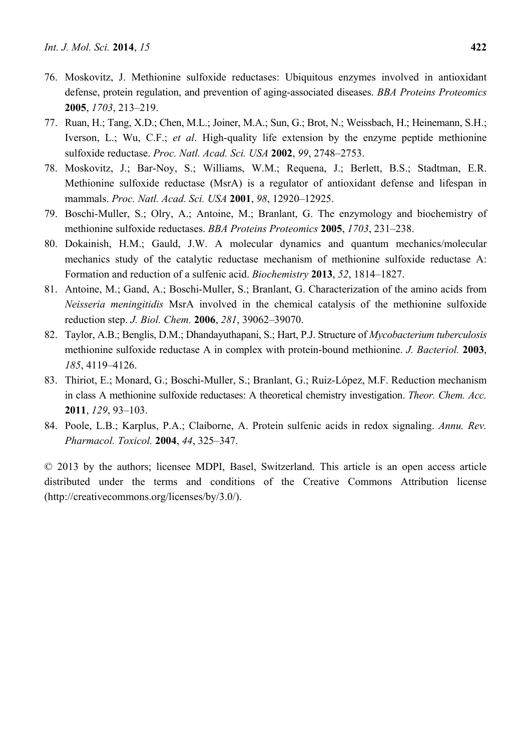76. Moskovitz, J. Methionine sulfoxide reductases: Ubiquitous enzymes involved in antioxidant defense, protein regulation, and prevention of aging-associated diseases. *BBA Proteins Proteomics* **2005**, *1703*, 213–219.
77. Ruan, H.; Tang, X.D.; Chen, M.L.; Joiner, M.A.; Sun, G.; Brot, N.; Weissbach, H.; Heinemann, S.H.; Iverson, L.; Wu, C.F.; *et al*. High-quality life extension by the enzyme peptide methionine sulfoxide reductase. *Proc. Natl. Acad. Sci. USA* **2002**, *99*, 2748–2753.
78. Moskovitz, J.; Bar-Noy, S.; Williams, W.M.; Requena, J.; Berlett, B.S.; Stadtman, E.R. Methionine sulfoxide reductase (MsrA) is a regulator of antioxidant defense and lifespan in mammals. *Proc. Natl. Acad. Sci. USA* **2001**, *98*, 12920–12925.
79. Boschi-Muller, S.; Olry, A.; Antoine, M.; Branlant, G. The enzymology and biochemistry of methionine sulfoxide reductases. *BBA Proteins Proteomics* **2005**, *1703*, 231–238.
80. Dokainish, H.M.; Gauld, J.W. A molecular dynamics and quantum mechanics/molecular mechanics study of the catalytic reductase mechanism of methionine sulfoxide reductase A: Formation and reduction of a sulfenic acid. *Biochemistry* **2013**, *52*, 1814–1827.
81. Antoine, M.; Gand, A.; Boschi-Muller, S.; Branlant, G. Characterization of the amino acids from *Neisseria meningitidis* MsrA involved in the chemical catalysis of the methionine sulfoxide reduction step. *J. Biol. Chem.* **2006**, *281*, 39062–39070.
82. Taylor, A.B.; Benglis, D.M.; Dhandayuthapani, S.; Hart, P.J. Structure of *Mycobacterium tuberculosis* methionine sulfoxide reductase A in complex with protein-bound methionine. *J. Bacteriol.* **2003**, *185*, 4119–4126.
83. Thiriot, E.; Monard, G.; Boschi-Muller, S.; Branlant, G.; Ruiz-López, M.F. Reduction mechanism in class A methionine sulfoxide reductases: A theoretical chemistry investigation. *Theor. Chem. Acc.* **2011**, *129*, 93–103.
84. Poole, L.B.; Karplus, P.A.; Claiborne, A. Protein sulfenic acids in redox signaling. *Annu. Rev. Pharmacol. Toxicol.* **2004**, *44*, 325–347.

© 2013 by the authors; licensee MDPI, Basel, Switzerland. This article is an open access article distributed under the terms and conditions of the Creative Commons Attribution license (http://creativecommons.org/licenses/by/3.0/).